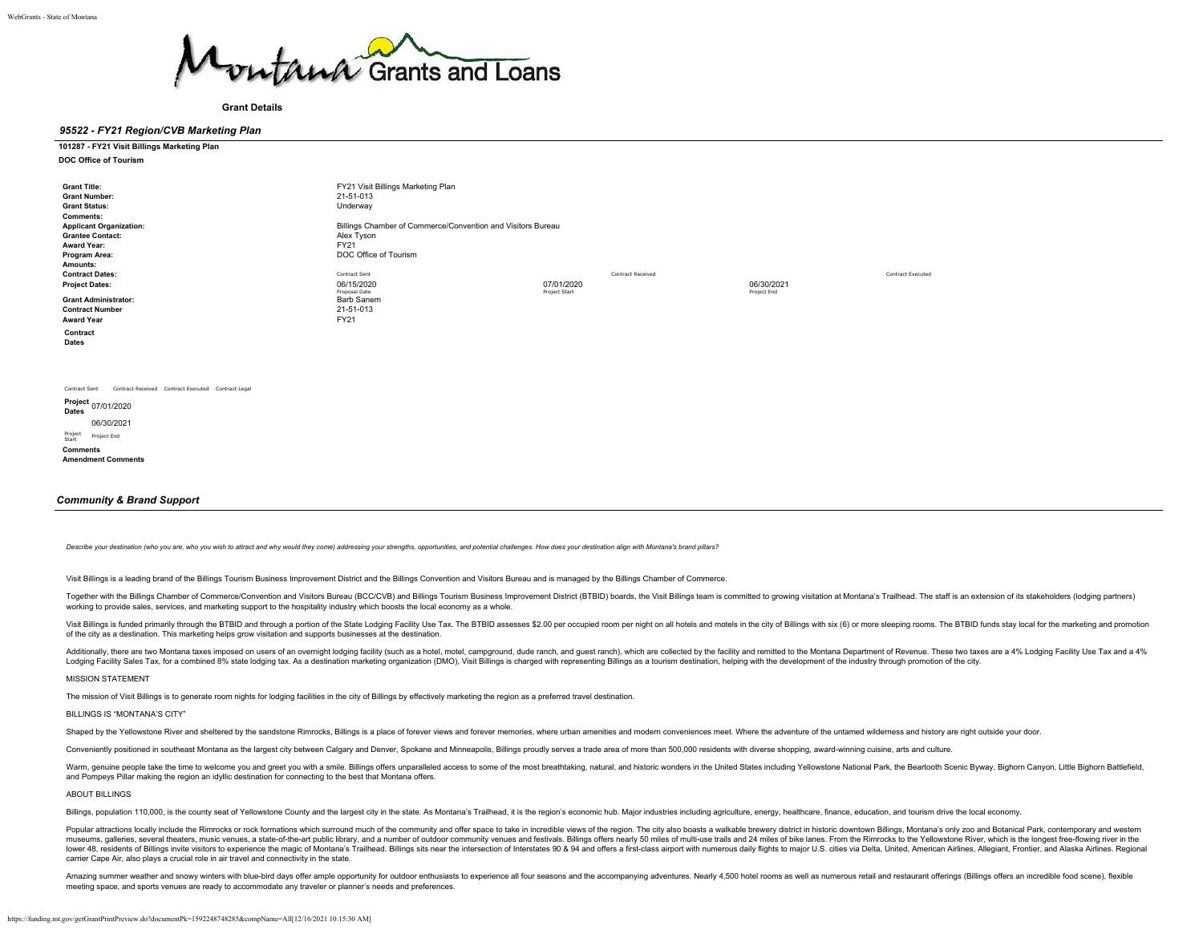Montana Grants and Loans

**Grant Details**

## *95522 - FY21 Region/CVB Marketing Plan*

**101287 - FY21 Visit Billings Marketing Plan**

**DOC Office of Tourism**

| | | | | |
|---|---|---|---|---|
| **Grant Title:** | FY21 Visit Billings Marketing Plan | | | |
| **Grant Number:** | 21-51-013 | | | |
| **Grant Status:** | Underway | | | |
| **Comments:** | | | | |
| **Applicant Organization:** | Billings Chamber of Commerce/Convention and Visitors Bureau | | | |
| **Grantee Contact:** | Alex Tyson | | | |
| **Award Year:** | FY21 | | | |
| **Program Area:** | DOC Office of Tourism | | | |
| **Amounts:** | | | | |
| **Contract Dates:** | Contract Sent | Contract Received | | Contract Executed |
| **Project Dates:** | 06/15/2020 Proposal Date | 07/01/2020 Project Start | 06/30/2021 Project End | |
| **Grant Administrator:** | Barb Sanem | | | |
| **Contract Number** | 21-51-013 | | | |
| **Award Year** | FY21 | | | |

**Contract Dates**

Contract Sent Contract Received Contract Executed Contract Legal

**Project Dates** 07/01/2020 Project Start

06/30/2021 Project End

**Comments**

**Amendment Comments**

## *Community & Brand Support*

*Describe your destination (who you are, who you wish to attract and why would they come) addressing your strengths, opportunities, and potential challenges. How does your destination align with Montana's brand pillars?*

Visit Billings is a leading brand of the Billings Tourism Business Improvement District and the Billings Convention and Visitors Bureau and is managed by the Billings Chamber of Commerce.

Together with the Billings Chamber of Commerce/Convention and Visitors Bureau (BCC/CVB) and Billings Tourism Business Improvement District (BTBID) boards, the Visit Billings team is committed to growing visitation at Montana's Trailhead. The staff is an extension of its stakeholders (lodging partners) working to provide sales, services, and marketing support to the hospitality industry which boosts the local economy as a whole.

Visit Billings is funded primarily through the BTBID and through a portion of the State Lodging Facility Use Tax. The BTBID assesses $2.00 per occupied room per night on all hotels and motels in the city of Billings with six (6) or more sleeping rooms. The BTBID funds stay local for the marketing and promotion of the city as a destination. This marketing helps grow visitation and supports businesses at the destination.

Additionally, there are two Montana taxes imposed on users of an overnight lodging facility (such as a hotel, motel, campground, dude ranch, and guest ranch), which are collected by the facility and remitted to the Montana Department of Revenue. These two taxes are a 4% Lodging Facility Use Tax and a 4% Lodging Facility Sales Tax, for a combined 8% state lodging tax. As a destination marketing organization (DMO), Visit Billings is charged with representing Billings as a tourism destination, helping with the development of the industry through promotion of the city.

MISSION STATEMENT

The mission of Visit Billings is to generate room nights for lodging facilities in the city of Billings by effectively marketing the region as a preferred travel destination.

BILLINGS IS "MONTANA'S CITY"

Shaped by the Yellowstone River and sheltered by the sandstone Rimrocks, Billings is a place of forever views and forever memories, where urban amenities and modern conveniences meet. Where the adventure of the untamed wilderness and history are right outside your door.

Conveniently positioned in southeast Montana as the largest city between Calgary and Denver, Spokane and Minneapolis, Billings proudly serves a trade area of more than 500,000 residents with diverse shopping, award-winning cuisine, arts and culture.

Warm, genuine people take the time to welcome you and greet you with a smile. Billings offers unparalleled access to some of the most breathtaking, natural, and historic wonders in the United States including Yellowstone National Park, the Beartooth Scenic Byway, Bighorn Canyon, Little Bighorn Battlefield, and Pompeys Pillar making the region an idyllic destination for connecting to the best that Montana offers.

ABOUT BILLINGS

Billings, population 110,000, is the county seat of Yellowstone County and the largest city in the state. As Montana's Trailhead, it is the region's economic hub. Major industries including agriculture, energy, healthcare, finance, education, and tourism drive the local economy.

Popular attractions locally include the Rimrocks or rock formations which surround much of the community and offer space to take in incredible views of the region. The city also boasts a walkable brewery district in historic downtown Billings, Montana's only zoo and Botanical Park, contemporary and western museums, galleries, several theaters, music venues, a state-of-the-art public library, and a number of outdoor community venues and festivals. Billings offers nearly 50 miles of multi-use trails and 24 miles of bike lanes. From the Rimrocks to the Yellowstone River, which is the longest free-flowing river in the lower 48, residents of Billings invite visitors to experience the magic of Montana's Trailhead. Billings sits near the intersection of Interstates 90 & 94 and offers a first-class airport with numerous daily flights to major U.S. cities via Delta, United, American Airlines, Allegiant, Frontier, and Alaska Airlines. Regional carrier Cape Air, also plays a crucial role in air travel and connectivity in the state.

Amazing summer weather and snowy winters with blue-bird days offer ample opportunity for outdoor enthusiasts to experience all four seasons and the accompanying adventures. Nearly 4,500 hotel rooms as well as numerous retail and restaurant offerings (Billings offers an incredible food scene), flexible meeting space, and sports venues are ready to accommodate any traveler or planner's needs and preferences.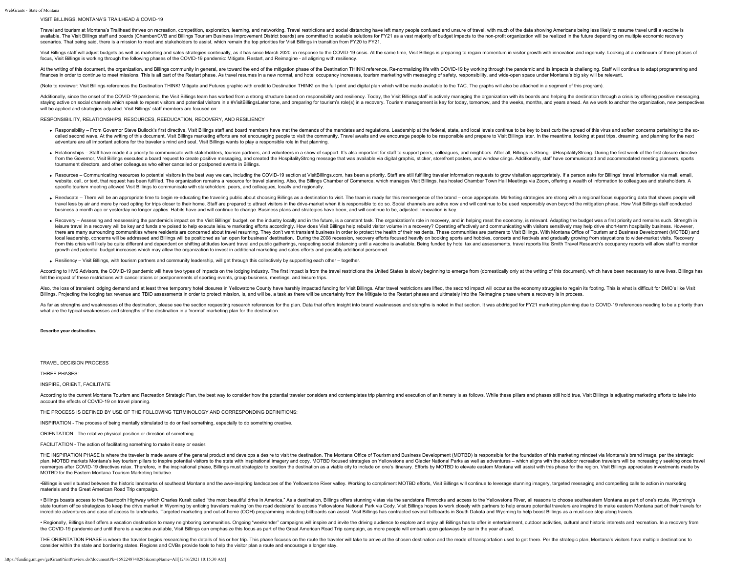VISIT BILLINGS, MONTANA'S TRAILHEAD & COVID-19

Travel and tourism at Montana's Trailhead thrives on recreation, competition, exploration, learning, and networking. Travel restrictions and social distancing have left many people confused and unsure of travel, with much of the data showing Americans being less likely to resume travel until a vaccine is available. The Visit Billings staff and boards (Chamber/CVB and Billings Tourism Business Improvement District boards) are committed to scalable solutions for FY21 as a vast majority of budget impacts to the non-profit organization will be realized in the future depending on multiple economic recovery scenarios. That being said, there is a mission to meet and stakeholders to assist, which remain the top priorities for Visit Billings in transition from FY20 to FY21.

Visit Billings staff will adjust budgets as well as marketing and sales strategies continually, as it has since March 2020, in response to the COVID-19 crisis. At the same time, Visit Billings is preparing to regain momentum in visitor growth with innovation and ingenuity. Looking at a continuum of three phases of focus, Visit Billings is working through the following phases of the COVID-19 pandemic: Mitigate, Restart, and Reimagine - all aligning with resiliency.

At the writing of this document, the organization, and Billings community in general, are toward the end of the mitigation phase of the Destination THINK! reference. Re-normalizing life with COVID-19 by working through the pandemic and its impacts is challenging. Staff will continue to adapt programming and finances in order to continue to meet missions. This is all part of the Restart phase. As travel resumes in a new normal, and hotel occupancy increases, tourism marketing with messaging of safety, responsibility, and wide-open space under Montana's big sky will be relevant.

(Note to reviewer: Visit Billings references the Destination THINK! Mitigate and Futures graphic with credit to Destination THINK! on the full print and digital plan which will be made available to the TAC. The graphs will also be attached in a segment of this program).

Additionally, since the onset of the COVID-19 pandemic, the Visit Billings team has worked from a strong structure based on responsibility and resiliency. Today, the Visit Billings staff is actively managing the organization with its boards and helping the destination through a crisis by offering positive messaging, staying active on social channels which speak to repeat visitors and potential visitors in a #VisitBillingsLater tone, and preparing for tourism's role(s) in a recovery. Tourism management is key for today, tomorrow, and the weeks, months, and years ahead. As we work to anchor the organization, new perspectives will be applied and strategies adjusted. Visit Billings' staff members are focused on:

RESPONSIBILITY, RELATIONSHIPS, RESOURCES, REEDUCATION, RECOVERY, AND RESILIENCY

- Responsibility – From Governor Steve Bullock's first directive, Visit Billings staff and board members have met the demands of the mandates and regulations. Leadership at the federal, state, and local levels continue to be key to best curb the spread of this virus and soften concerns pertaining to the so-called second wave. At the writing of this document, Visit Billings marketing efforts are not encouraging people to visit the community. Travel awaits and we encourage people to be responsible and prepare to Visit Billings later. In the meantime, looking at past trips, dreaming, and planning for the next adventure are all important actions for the traveler's mind and soul. Visit Billings wants to play a responsible role in that planning.
- Relationships – Staff have made it a priority to communicate with stakeholders, tourism partners, and volunteers in a show of support. It's also important for staff to support peers, colleagues, and neighbors. After all, Billings is Strong - #HospitalityStrong. During the first week of the first closure directive from the Governor, Visit Billings executed a board request to create positive messaging, and created the HospitalityStrong message that was available via digital graphic, sticker, storefront posters, and window clings. Additionally, staff have communicated and accommodated meeting planners, sports tournament directors, and other colleagues who either cancelled or postponed events in Billings.
- Resources – Communicating resources to potential visitors in the best way we can, including the COVID-19 section at VisitBillings.com, has been a priority. Staff are still fulfilling traveler information requests to grow visitation appropriately. If a person asks for Billings' travel information via mail, email, website, call, or text, that request has been fulfilled. The organization remains a resource for travel planning. Also, the Billings Chamber of Commerce, which manages Visit Billings, has hosted Chamber Town Hall Meetings via Zoom, offering a wealth of information to colleagues and stakeholders. A specific tourism meeting allowed Visit Billings to communicate with stakeholders, peers, and colleagues, locally and regionally.
- Reeducate – There will be an appropriate time to begin re-educating the traveling public about choosing Billings as a destination to visit. The team is ready for this reemergence of the brand – once appropriate. Marketing strategies are strong with a regional focus supporting data that shows people will travel less by air and more by road opting for trips closer to their home. Staff are prepared to attract visitors in the drive-market when it is responsible to do so. Social channels are active now and will continue to be used responsibly even beyond the mitigation phase. How Visit Billings staff conducted business a month ago or yesterday no longer applies. Habits have and will continue to change. Business plans and strategies have been, and will continue to be, adjusted. Innovation is key.
- Recovery – Assessing and reassessing the pandemic's impact on the Visit Billings' budget, on the industry locally and in the future, is a constant task. The organization's role in recovery, and in helping reset the economy, is relevant. Adapting the budget was a first priority and remains such. Strength in leisure travel in a recovery will be key and funds are poised to help execute leisure marketing efforts accordingly. How does Visit Billings help rebuild visitor volume in a recovery? Operating effectively and communicating with visitors sensitively may help drive short-term hospitality business. However, there are many surrounding communities where residents are concerned about travel resuming. They don't want transient business in order to protect the health of their residents. These communities are partners to Visit Billings. With Montana Office of Tourism and Business Development (MOTBD) and local leadership, concerns will be addressed and Billings will be positioned as 'an open for business' destination. During the 2008 recession, recovery efforts focused heavily on booking sports and hobbies, concerts and festivals and gradually growing from staycations to wider-market visits. Recovery from this crisis will likely be quite different and dependent on shifting attitudes toward travel and public gatherings, respecting social distancing until a vaccine is available. Being funded by hotel tax and assessments, travel reports like Smith Travel Research's occupancy reports will allow staff to monitor growth and potential budget increases which may allow the organization to invest in additional marketing and sales efforts and possibly additional personnel.
- Resiliency – Visit Billings, with tourism partners and community leadership, will get through this collectively by supporting each other – together.

According to HVS Advisors, the COVID-19 pandemic will have two types of impacts on the lodging industry. The first impact is from the travel restrictions the United States is slowly beginning to emerge from (domestically only at the writing of this document), which have been necessary to save lives. Billings has felt the impact of these restrictions with cancellations or postponements of sporting events, group business, meetings, and leisure trips.

Also, the loss of transient lodging demand and at least three temporary hotel closures in Yellowstone County have harshly impacted funding for Visit Billings. After travel restrictions are lifted, the second impact will occur as the economy struggles to regain its footing. This is what is difficult for DMO's like Visit Billings. Projecting the lodging tax revenue and TBID assessments in order to protect mission, is, and will be, a task as there will be uncertainty from the Mitigate to the Restart phases and ultimately into the Reimagine phase where a recovery is in process.

As far as strengths and weaknesses of the destination, please see the section requesting research references for the plan. Data that offers insight into brand weaknesses and stengths is noted in that section. It was abbridged for FY21 marketing planning due to COVID-19 references needing to be a priority than what are the typical weaknesses and strengths of the destination in a 'normal' marketing plan for the destination.

**Describe your destination.**

TRAVEL DECISION PROCESS

THREE PHASES:

INSPIRE, ORIENT, FACILITATE

According to the current Montana Tourism and Recreation Strategic Plan, the best way to consider how the potential traveler considers and contemplates trip planning and execution of an itinerary is as follows. While these pillars and phases still hold true, Visit Billings is adjusting marketing efforts to take into account the effects of COVID-19 on travel planning.

THE PROCESS IS DEFINED BY USE OF THE FOLLOWING TERMINOLOGY AND CORRESPONDING DEFINITIONS:

INSPIRATION - The process of being mentally stimulated to do or feel something, especially to do something creative.

ORIENTATION - The relative physical position or direction of something.

FACILITATION - The action of facilitating something to make it easy or easier.

THE INSPIRATION PHASE is where the traveler is made aware of the general product and develops a desire to visit the destination. The Montana Office of Tourism and Business Development (MOTBD) is responsible for the foundation of this marketing mindset via Montana's brand image, per the strategic plan. MOTBD markets Montana's key tourism pillars to inspire potential visitors to the state with inspirational imagery and copy. MOTBD focused strategies on Yellowstone and Glacier National Parks as well as adventures – which aligns with the outdoor recreation travelers will be increasingly seeking once travel reemerges after COVID-19 directives relax. Therefore, in the inspirational phase, Billings must strategize to position the destination as a viable city to include on one's itinerary. Efforts by MOTBD to elevate eastern Montana will assist with this phase for the region. Visit Billings appreciates investments made by MOTBD for the Eastern Montana Tourism Marketing Initiative.

•Billings is well situated between the historic landmarks of southeast Montana and the awe-inspiring landscapes of the Yellowstone River valley. Working to compliment MOTBD efforts, Visit Billings will continue to leverage stunning imagery, targeted messaging and compelling calls to action in marketing materials and the Great American Road Trip campaign.

• Billings boasts access to the Beartooth Highway which Charles Kuralt called "the most beautiful drive in America." As a destination, Billings offers stunning vistas via the sandstone Rimrocks and access to the Yellowstone River, all reasons to choose southeastern Montana as part of one's route. Wyoming's state tourism office strategizes to keep the drive market in Wyoming by enticing travelers making 'on the road decisions' to access Yellowstone National Park via Cody. Visit Billings hopes to work closely with partners to help ensure potential travelers are inspired to make eastern Montana part of their travels for incredible adventures and ease of access to landmarks. Targeted marketing and out-of-home (OOH) programming including billboards can assist. Visit Billings has contracted several billboards in South Dakota and Wyoming to help boost Billings as a must-see stop along travels.

• Regionally, Billings itself offers a vacation destination to many neighboring communities. Ongoing "weekender" campaigns will inspire and invite the driving audience to explore and enjoy all Billings has to offer in entertainment, outdoor activities, cultural and historic interests and recreation. In a recovery from the COVID-19 pandemic and until there is a vaccine available, Visit Billings can emphasize this focus as part of the Great American Road Trip campaign, as more people will embark upon getaways by car in the year ahead.

THE ORIENTATION PHASE is where the traveler begins researching the details of his or her trip. This phase focuses on the route the traveler will take to arrive at the chosen destination and the mode of transportation used to get there. Per the strategic plan, Montana's visitors have multiple destinations to consider within the state and bordering states. Regions and CVBs provide tools to help the visitor plan a route and encourage a longer stay.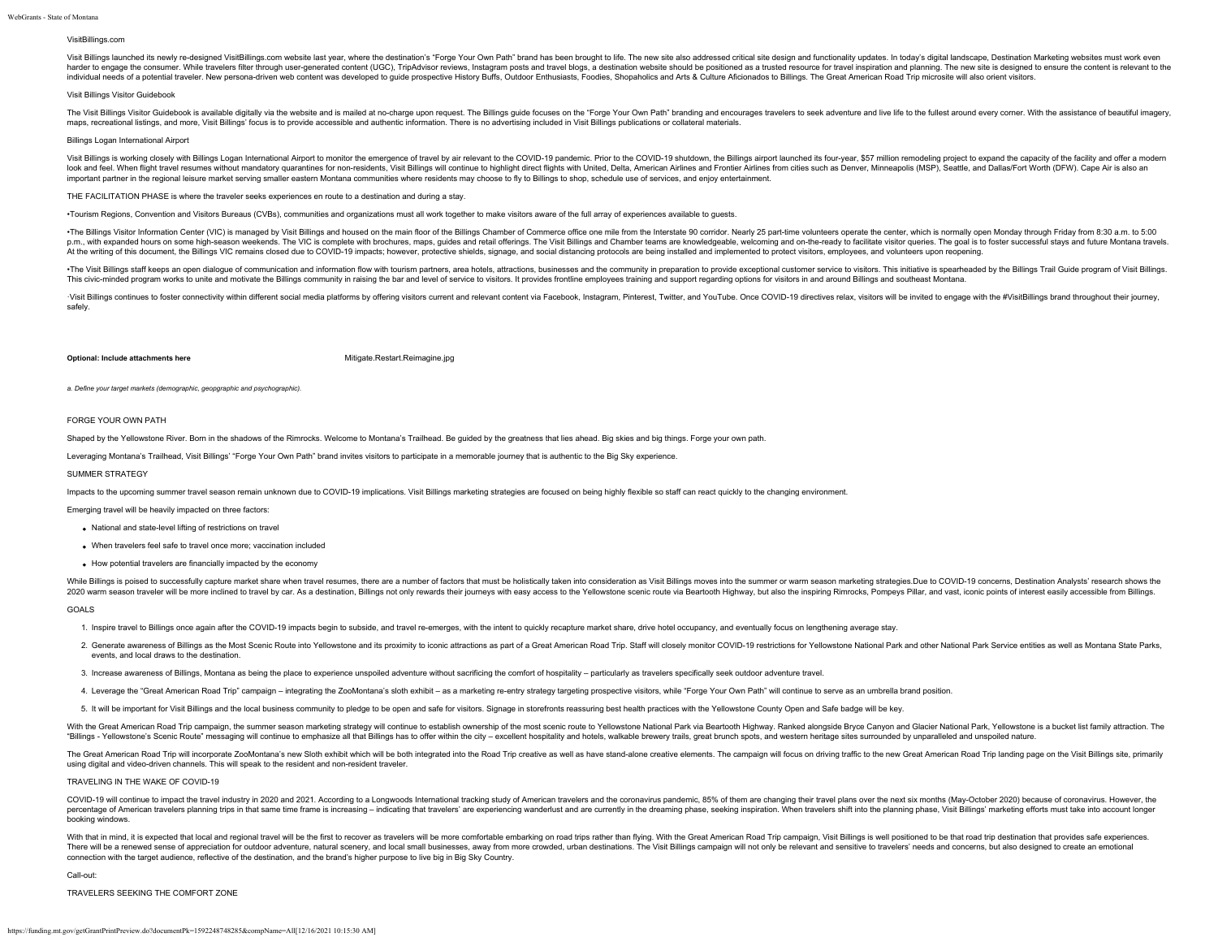VisitBillings.com

Visit Billings launched its newly re-designed VisitBillings.com website last year, where the destination's "Forge Your Own Path" brand has been brought to life. The new site also addressed critical site design and functionality updates. In today's digital landscape, Destination Marketing websites must work even harder to engage the consumer. While travelers filter through user-generated content (UGC), TripAdvisor reviews, Instagram posts and travel blogs, a destination website should be positioned as a trusted resource for travel inspiration and planning. The new site is designed to ensure the content is relevant to the individual needs of a potential traveler. New persona-driven web content was developed to guide prospective History Buffs, Outdoor Enthusiasts, Foodies, Shopaholics and Arts & Culture Aficionados to Billings. The Great American Road Trip microsite will also orient visitors.

Visit Billings Visitor Guidebook

The Visit Billings Visitor Guidebook is available digitally via the website and is mailed at no-charge upon request. The Billings guide focuses on the "Forge Your Own Path" branding and encourages travelers to seek adventure and live life to the fullest around every corner. With the assistance of beautiful imagery, maps, recreational listings, and more, Visit Billings' focus is to provide accessible and authentic information. There is no advertising included in Visit Billings publications or collateral materials.

Billings Logan International Airport

Visit Billings is working closely with Billings Logan International Airport to monitor the emergence of travel by air relevant to the COVID-19 pandemic. Prior to the COVID-19 shutdown, the Billings airport launched its four-year, $57 million remodeling project to expand the capacity of the facility and offer a modern look and feel. When flight travel resumes without mandatory quarantines for non-residents, Visit Billings will continue to highlight direct flights with United, Delta, American Airlines and Frontier Airlines from cities such as Denver, Minneapolis (MSP), Seattle, and Dallas/Fort Worth (DFW). Cape Air is also an important partner in the regional leisure market serving smaller eastern Montana communities where residents may choose to fly to Billings to shop, schedule use of services, and enjoy entertainment.

THE FACILITATION PHASE is where the traveler seeks experiences en route to a destination and during a stay.

•Tourism Regions, Convention and Visitors Bureaus (CVBs), communities and organizations must all work together to make visitors aware of the full array of experiences available to guests.

•The Billings Visitor Information Center (VIC) is managed by Visit Billings and housed on the main floor of the Billings Chamber of Commerce office one mile from the Interstate 90 corridor. Nearly 25 part-time volunteers operate the center, which is normally open Monday through Friday from 8:30 a.m. to 5:00 p.m., with expanded hours on some high-season weekends. The VIC is complete with brochures, maps, guides and retail offerings. The Visit Billings and Chamber teams are knowledgeable, welcoming and on-the-ready to facilitate visitor queries. The goal is to foster successful stays and future Montana travels. At the writing of this document, the Billings VIC remains closed due to COVID-19 impacts; however, protective shields, signage, and social distancing protocols are being installed and implemented to protect visitors, employees, and volunteers upon reopening.

•The Visit Billings staff keeps an open dialogue of communication and information flow with tourism partners, area hotels, attractions, businesses and the community in preparation to provide exceptional customer service to visitors. This initiative is spearheaded by the Billings Trail Guide program of Visit Billings. This civic-minded program works to unite and motivate the Billings community in raising the bar and level of service to visitors. It provides frontline employees training and support regarding options for visitors in and around Billings and southeast Montana.

·Visit Billings continues to foster connectivity within different social media platforms by offering visitors current and relevant content via Facebook, Instagram, Pinterest, Twitter, and YouTube. Once COVID-19 directives relax, visitors will be invited to engage with the #VisitBillings brand throughout their journey, safely.

**Optional: Include attachments here** Mitigate.Restart.Reimagine.jpg

*a. Define your target markets (demographic, geopgraphic and psychographic).*

FORGE YOUR OWN PATH

Shaped by the Yellowstone River. Born in the shadows of the Rimrocks. Welcome to Montana's Trailhead. Be guided by the greatness that lies ahead. Big skies and big things. Forge your own path.

Leveraging Montana's Trailhead, Visit Billings' "Forge Your Own Path" brand invites visitors to participate in a memorable journey that is authentic to the Big Sky experience.

SUMMER STRATEGY

Impacts to the upcoming summer travel season remain unknown due to COVID-19 implications. Visit Billings marketing strategies are focused on being highly flexible so staff can react quickly to the changing environment.

Emerging travel will be heavily impacted on three factors:

- National and state-level lifting of restrictions on travel
- When travelers feel safe to travel once more; vaccination included
- How potential travelers are financially impacted by the economy

While Billings is poised to successfully capture market share when travel resumes, there are a number of factors that must be holistically taken into consideration as Visit Billings moves into the summer or warm season marketing strategies.Due to COVID-19 concerns, Destination Analysts' research shows the 2020 warm season traveler will be more inclined to travel by car. As a destination, Billings not only rewards their journeys with easy access to the Yellowstone scenic route via Beartooth Highway, but also the inspiring Rimrocks, Pompeys Pillar, and vast, iconic points of interest easily accessible from Billings.

GOALS

1. Inspire travel to Billings once again after the COVID-19 impacts begin to subside, and travel re-emerges, with the intent to quickly recapture market share, drive hotel occupancy, and eventually focus on lengthening average stay.
2. Generate awareness of Billings as the Most Scenic Route into Yellowstone and its proximity to iconic attractions as part of a Great American Road Trip. Staff will closely monitor COVID-19 restrictions for Yellowstone National Park and other National Park Service entities as well as Montana State Parks, events, and local draws to the destination.
3. Increase awareness of Billings, Montana as being the place to experience unspoiled adventure without sacrificing the comfort of hospitality – particularly as travelers specifically seek outdoor adventure travel.
4. Leverage the "Great American Road Trip" campaign – integrating the ZooMontana's sloth exhibit – as a marketing re-entry strategy targeting prospective visitors, while "Forge Your Own Path" will continue to serve as an umbrella brand position.
5. It will be important for Visit Billings and the local business community to pledge to be open and safe for visitors. Signage in storefronts reassuring best health practices with the Yellowstone County Open and Safe badge will be key.

With the Great American Road Trip campaign, the summer season marketing strategy will continue to establish ownership of the most scenic route to Yellowstone National Park via Beartooth Highway. Ranked alongside Bryce Canyon and Glacier National Park, Yellowstone is a bucket list family attraction. The "Billings - Yellowstone's Scenic Route" messaging will continue to emphasize all that Billings has to offer within the city – excellent hospitality and hotels, walkable brewery trails, great brunch spots, and western heritage sites surrounded by unparalleled and unspoiled nature.

The Great American Road Trip will incorporate ZooMontana's new Sloth exhibit which will be both integrated into the Road Trip creative as well as have stand-alone creative elements. The campaign will focus on driving traffic to the new Great American Road Trip landing page on the Visit Billings site, primarily using digital and video-driven channels. This will speak to the resident and non-resident traveler.

TRAVELING IN THE WAKE OF COVID-19

COVID-19 will continue to impact the travel industry in 2020 and 2021. According to a Longwoods International tracking study of American travelers and the coronavirus pandemic, 85% of them are changing their travel plans over the next six months (May-October 2020) because of coronavirus. However, the percentage of American travelers planning trips in that same time frame is increasing – indicating that travelers' are experiencing wanderlust and are currently in the dreaming phase, seeking inspiration. When travelers shift into the planning phase, Visit Billings' marketing efforts must take into account longer booking windows.

With that in mind, it is expected that local and regional travel will be the first to recover as travelers will be more comfortable embarking on road trips rather than flying. With the Great American Road Trip campaign, Visit Billings is well positioned to be that road trip destination that provides safe experiences. There will be a renewed sense of appreciation for outdoor adventure, natural scenery, and local small businesses, away from more crowded, urban destinations. The Visit Billings campaign will not only be relevant and sensitive to travelers' needs and concerns, but also designed to create an emotional connection with the target audience, reflective of the destination, and the brand's higher purpose to live big in Big Sky Country.

Call-out:

TRAVELERS SEEKING THE COMFORT ZONE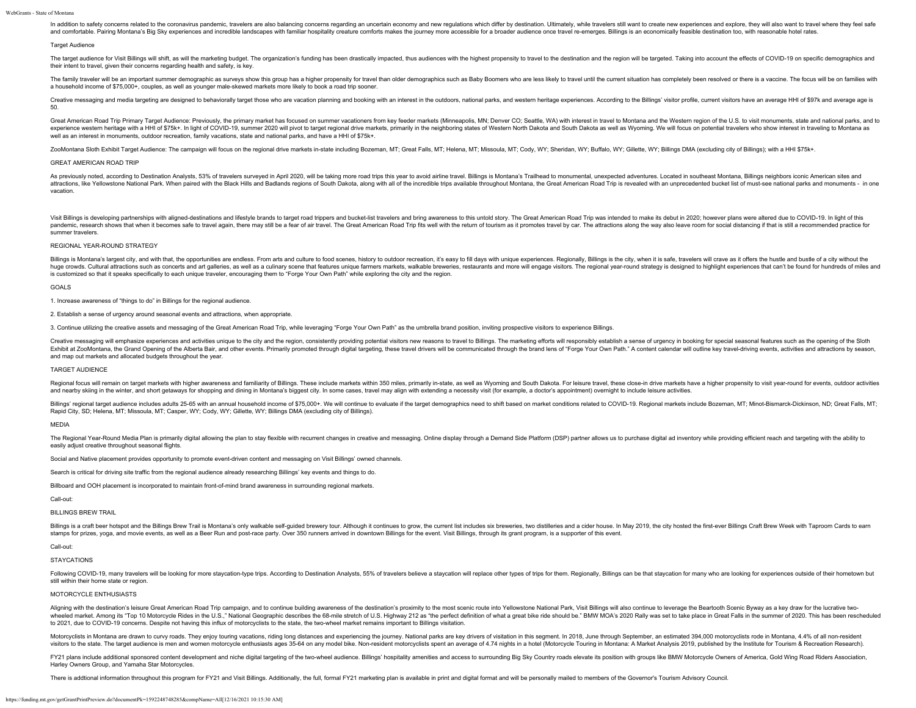In addition to safety concerns related to the coronavirus pandemic, travelers are also balancing concerns regarding an uncertain economy and new regulations which differ by destination. Ultimately, while travelers still want to create new experiences and explore, they will also want to travel where they feel safe and comfortable. Pairing Montana's Big Sky experiences and incredible landscapes with familiar hospitality creature comforts makes the journey more accessible for a broader audience once travel re-emerges. Billings is an economically feasible destination too, with reasonable hotel rates.

Target Audience

The target audience for Visit Billings will shift, as will the marketing budget. The organization's funding has been drastically impacted, thus audiences with the highest propensity to travel to the destination and the region will be targeted. Taking into account the effects of COVID-19 on specific demographics and their intent to travel, given their concerns regarding health and safety, is key.

The family traveler will be an important summer demographic as surveys show this group has a higher propensity for travel than older demographics such as Baby Boomers who are less likely to travel until the current situation has completely been resolved or there is a vaccine. The focus will be on families with a household income of $75,000+, couples, as well as younger male-skewed markets more likely to book a road trip sooner.

Creative messaging and media targeting are designed to behaviorally target those who are vacation planning and booking with an interest in the outdoors, national parks, and western heritage experiences. According to the Billings' visitor profile, current visitors have an average HHI of $97k and average age is 50.

Great American Road Trip Primary Target Audience: Previously, the primary market has focused on summer vacationers from key feeder markets (Minneapolis, MN; Denver CO; Seattle, WA) with interest in travel to Montana and the Western region of the U.S. to visit monuments, state and national parks, and to experience western heritage with a HHI of $75k+. In light of COVID-19, summer 2020 will pivot to target regional drive markets, primarily in the neighboring states of Western North Dakota and South Dakota as well as Wyoming. We will focus on potential travelers who show interest in traveling to Montana as well as an interest in monuments, outdoor recreation, family vacations, state and national parks, and have a HHI of $75k+.

ZooMontana Sloth Exhibit Target Audience: The campaign will focus on the regional drive markets in-state including Bozeman, MT; Great Falls, MT; Helena, MT; Missoula, MT; Cody, WY; Sheridan, WY; Buffalo, WY; Gillette, WY; Billings DMA (excluding city of Billings); with a HHI $75k+.

GREAT AMERICAN ROAD TRIP

As previously noted, according to Destination Analysts, 53% of travelers surveyed in April 2020, will be taking more road trips this year to avoid airline travel. Billings is Montana's Trailhead to monumental, unexpected adventures. Located in southeast Montana, Billings neighbors iconic American sites and attractions, like Yellowstone National Park. When paired with the Black Hills and Badlands regions of South Dakota, along with all of the incredible trips available throughout Montana, the Great American Road Trip is revealed with an unprecedented bucket list of must-see national parks and monuments - in one vacation.

Visit Billings is developing partnerships with aligned-destinations and lifestyle brands to target road trippers and bucket-list travelers and bring awareness to this untold story. The Great American Road Trip was intended to make its debut in 2020; however plans were altered due to COVID-19. In light of this pandemic, research shows that when it becomes safe to travel again, there may still be a fear of air travel. The Great American Road Trip fits well with the return of tourism as it promotes travel by car. The attractions along the way also leave room for social distancing if that is still a recommended practice for summer travelers.

REGIONAL YEAR-ROUND STRATEGY

Billings is Montana's largest city, and with that, the opportunities are endless. From arts and culture to food scenes, history to outdoor recreation, it's easy to fill days with unique experiences. Regionally, Billings is the city, when it is safe, travelers will crave as it offers the hustle and bustle of a city without the huge crowds. Cultural attractions such as concerts and art galleries, as well as a culinary scene that features unique farmers markets, walkable breweries, restaurants and more will engage visitors. The regional year-round strategy is designed to highlight experiences that can't be found for hundreds of miles and is customized so that it speaks specifically to each unique traveler, encouraging them to "Forge Your Own Path" while exploring the city and the region.

GOALS

1. Increase awareness of "things to do" in Billings for the regional audience.

2. Establish a sense of urgency around seasonal events and attractions, when appropriate.

3. Continue utilizing the creative assets and messaging of the Great American Road Trip, while leveraging "Forge Your Own Path" as the umbrella brand position, inviting prospective visitors to experience Billings.

Creative messaging will emphasize experiences and activities unique to the city and the region, consistently providing potential visitors new reasons to travel to Billings. The marketing efforts will responsibly establish a sense of urgency in booking for special seasonal features such as the opening of the Sloth Exhibit at ZooMontana, the Grand Opening of the Alberta Bair, and other events. Primarily promoted through digital targeting, these travel drivers will be communicated through the brand lens of "Forge Your Own Path." A content calendar will outline key travel-driving events, activities and attractions by season, and map out markets and allocated budgets throughout the year.

TARGET AUDIENCE

Regional focus will remain on target markets with higher awareness and familiarity of Billings. These include markets within 350 miles, primarily in-state, as well as Wyoming and South Dakota. For leisure travel, these close-in drive markets have a higher propensity to visit year-round for events, outdoor activities and nearby skiing in the winter, and short getaways for shopping and dining in Montana's biggest city. In some cases, travel may align with extending a necessity visit (for example, a doctor's appointment) overnight to include leisure activities.

Billings' regional target audience includes adults 25-65 with an annual household income of $75,000+. We will continue to evaluate if the target demographics need to shift based on market conditions related to COVID-19. Regional markets include Bozeman, MT; Minot-Bismarck-Dickinson, ND; Great Falls, MT; Rapid City, SD; Helena, MT; Missoula, MT; Casper, WY; Cody, WY; Gillette, WY; Billings DMA (excluding city of Billings).

MEDIA

The Regional Year-Round Media Plan is primarily digital allowing the plan to stay flexible with recurrent changes in creative and messaging. Online display through a Demand Side Platform (DSP) partner allows us to purchase digital ad inventory while providing efficient reach and targeting with the ability to easily adjust creative throughout seasonal flights.

Social and Native placement provides opportunity to promote event-driven content and messaging on Visit Billings' owned channels.

Search is critical for driving site traffic from the regional audience already researching Billings' key events and things to do.

Billboard and OOH placement is incorporated to maintain front-of-mind brand awareness in surrounding regional markets.

Call-out:

BILLINGS BREW TRAIL

Billings is a craft beer hotspot and the Billings Brew Trail is Montana's only walkable self-guided brewery tour. Although it continues to grow, the current list includes six breweries, two distilleries and a cider house. In May 2019, the city hosted the first-ever Billings Craft Brew Week with Taproom Cards to earn stamps for prizes, yoga, and movie events, as well as a Beer Run and post-race party. Over 350 runners arrived in downtown Billings for the event. Visit Billings, through its grant program, is a supporter of this event.

Call-out:

STAYCATIONS

Following COVID-19, many travelers will be looking for more staycation-type trips. According to Destination Analysts, 55% of travelers believe a staycation will replace other types of trips for them. Regionally, Billings can be that staycation for many who are looking for experiences outside of their hometown but still within their home state or region.

MOTORCYCLE ENTHUSIASTS

Aligning with the destination's leisure Great American Road Trip campaign, and to continue building awareness of the destination's proximity to the most scenic route into Yellowstone National Park, Visit Billings will also continue to leverage the Beartooth Scenic Byway as a key draw for the lucrative two-wheeled market. Among its "Top 10 Motorcycle Rides in the U.S.," National Geographic describes the 68-mile stretch of U.S. Highway 212 as "the perfect definition of what a great bike ride should be." BMW MOA's 2020 Rally was set to take place in Great Falls in the summer of 2020. This has been rescheduled to 2021, due to COVID-19 concerns. Despite not having this influx of motorcyclists to the state, the two-wheel market remains important to Billings visitation.

Motorcyclists in Montana are drawn to curvy roads. They enjoy touring vacations, riding long distances and experiencing the journey. National parks are key drivers of visitation in this segment. In 2018, June through September, an estimated 394,000 motorcyclists rode in Montana, 4.4% of all non-resident visitors to the state. The target audience is men and women motorcycle enthusiasts ages 35-64 on any model bike. Non-resident motorcyclists spent an average of 4.74 nights in a hotel (Motorcycle Touring in Montana: A Market Analysis 2019, published by the Institute for Tourism & Recreation Research).

FY21 plans include additional sponsored content development and niche digital targeting of the two-wheel audience. Billings' hospitality amenities and access to surrounding Big Sky Country roads elevate its position with groups like BMW Motorcycle Owners of America, Gold Wing Road Riders Association, Harley Owners Group, and Yamaha Star Motorcycles.

There is addtional information throughout this program for FY21 and Visit Billings. Additionally, the full, formal FY21 marketing plan is available in print and digital format and will be personally mailed to members of the Governor's Tourism Advisory Council.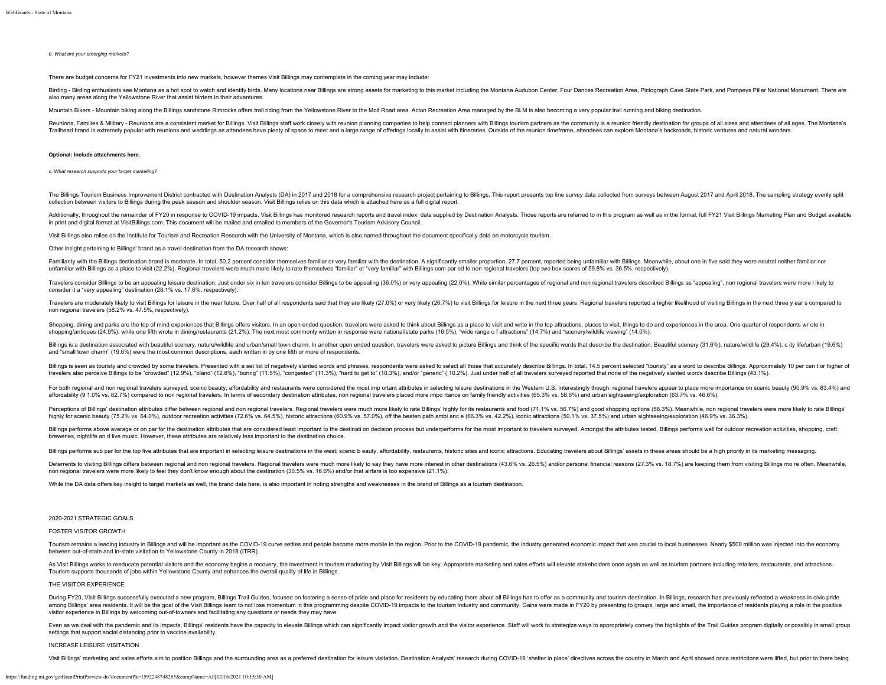*b. What are your emerging markets?*

There are budget concerns for FY21 investments into new markets, however themes Visit Billings may contemplate in the coming year may include:

Birding - Birding enthusiasts see Montana as a hot spot to watch and identify birds. Many locations near Billings are strong assets for marketing to this market including the Montana Audubon Center, Four Dances Recreation Area, Pictograph Cave State Park, and Pompeys Pillar National Monument. There are also many areas along the Yellowstone River that assist birders in their adventures.

Mountain Bikers - Mountain biking along the Billings sandstone Rimrocks offers trail riding from the Yellowstone River to the Molt Road area. Acton Recreation Area managed by the BLM is also becoming a very popular trail running and biking destination.

Reunions, Families & Military - Reunions are a consistent market for Billings. Visit Billings staff work closely with reunion planning companies to help connect planners with Billings tourism partners as the community is a reunion friendly destination for groups of all sizes and attendees of all ages. The Montana's Trailhead brand is extremely popular with reunions and weddings as attendees have plenty of space to meet and a large range of offerings locally to assist with itineraries. Outside of the reunion timeframe, attendees can explore Montana's backroads, historic ventures and natural wonders.

**Optional: Include attachments here.**

*c. What research supports your target marketing?*

The Billings Tourism Business Improvement District contracted with Destination Analysts (DA) in 2017 and 2018 for a comprehensive research project pertaining to Billings. This report presents top line survey data collected from surveys between August 2017 and April 2018. The sampling strategy evenly split collection between visitors to Billings during the peak season and shoulder season. Visit Billings relies on this data which is attached here as a full digital report.

Additionally, throughout the remainder of FY20 in response to COVID-19 impacts, Visit Billings has monitored research reports and travel index data supplied by Destination Analysts. Those reports are referred to in this program as well as in the formal, full FY21 Visit Billings Marketing Plan and Budget available in print and digital format at VisitBillings.com. This document will be mailed and emailed to members of the Governor's Tourism Advisory Council.

Visit Billings also relies on the Institute for Tourism and Recreation Research with the University of Montana, which is also named throughout the document specifically data on motorcycle tourism.

Other insight pertaining to Billings' brand as a travel destination from the DA research shows:

Familiarity with the Billings destination brand is moderate. In total, 50.2 percent consider themselves familiar or very familiar with the destination. A significantly smaller proportion, 27.7 percent, reported being unfamiliar with Billings. Meanwhile, about one in five said they were neutral neither familiar nor unfamiliar with Billings as a place to visit (22.2%). Regional travelers were much more likely to rate themselves "familiar" or "very familiar" with Billings com par ed to non regional travelers (top two box scores of 59.8% vs. 36.5%, respectively).

Travelers consider Billings to be an appealing leisure destination. Just under six in ten travelers consider Billings to be appealing (36.0%) or very appealing (22.0%). While similar percentages of regional and non regional travelers described Billings as "appealing", non regional travelers were more l ikely to consider it a "very appealing" destination (28.1% vs. 17.6%, respectively).

Travelers are moderately likely to visit Billings for leisure in the near future. Over half of all respondents said that they are likely (27.0%) or very likely (26.7%) to visit Billings for leisure in the next three years. Regional travelers reported a higher likelihood of visiting Billings in the next three y ear s compared to non regional travelers (58.2% vs. 47.5%, respectively).

Shopping, dining and parks are the top of mind experiences that Billings offers visitors. In an open ended question, travelers were asked to think about Billings as a place to visit and write in the top attractions, places to visit, things to do and experiences in the area. One quarter of respondents wr ote in shopping/antiques (24.9%), while one fifth wrote in dining/restaurants (21.2%). The next most commonly written in response were national/state parks (16.5%), "wide range o f attractions" (14.7%) and "scenery/wildlife viewing" (14.0%).

Billings is a destination associated with beautiful scenery, nature/wildlife and urban/small town charm. In another open ended question, travelers were asked to picture Billings and think of the specific words that describe the destination. Beautiful scenery (31.6%), nature/wildlife (29.4%), c ity life/urban (19.6%) and "small town charm" (19.6%) were the most common descriptions, each written in by one fifth or more of respondents.

Billings is seen as touristy and crowded by some travelers. Presented with a set list of negatively slanted words and phrases, respondents were asked to select all those that accurately describe Billings. In total, 14.5 percent selected "touristy" as a word to describe Billings. Approximately 10 per cen t or higher of travelers also perceive Billings to be "crowded" (12.9%), "bland" (12.8%), "boring" (11.5%), "congested" (11.3%), "hard to get to" (10.3%), and/or "generic" ( 10.2%). Just under half of all travelers surveyed reported that none of the negatively slanted words describe Billings (43.1%).

For both regional and non regional travelers surveyed, scenic beauty, affordability and restaurants were considered the most imp ortant attributes in selecting leisure destinations in the Western U.S. Interestingly though, regional travelers appear to place more importance on scenic beauty (90.9% vs. 83.4%) and affordability (9 1.0% vs. 82.7%) compared to non regional travelers. In terms of secondary destination attributes, non regional travelers placed more impo rtance on family friendly activities (65.3% vs. 58.6%) and urban sightseeing/exploration (63.7% vs. 46.6%).

Perceptions of Billings' destination attributes differ between regional and non regional travelers. Regional travelers were much more likely to rate Billings' highly for its restaurants and food (71.1% vs. 56.7%) and good shopping options (58.3%). Meanwhile, non regional travelers were more likely to rate Billings' highly for scenic beauty (75.2% vs. 64.0%), outdoor recreation activities (72.6% vs. 64.5%), historic attractions (60.9% vs. 57.0%), off the beaten path ambi anc e (66.3% vs. 42.2%), iconic attractions (50.1% vs. 37.5%) and urban sightseeing/exploration (46.9% vs. 36.3%).

Billings performs above average or on par for the destination attributes that are considered least important to the destinati on decision process but underperforms for the most important to travelers surveyed. Amongst the attributes tested, Billings performs well for outdoor recreation activities, shopping, craft breweries, nightlife an d live music. However, these attributes are relatively less important to the destination choice.

Billings performs sub par for the top five attributes that are important in selecting leisure destinations in the west; scenic b eauty, affordability, restaurants, historic sites and iconic attractions. Educating travelers about Billings' assets in these areas should be a high priority in its marketing messaging.

Deterrents to visiting Billings differs between regional and non regional travelers. Regional travelers were much more likely to say they have more interest in other destinations (43.6% vs. 26.5%) and/or personal financial reasons (27.3% vs. 18.7%) are keeping them from visiting Billings mo re often. Meanwhile, non regional travelers were more likely to feel they don't know enough about the destination (30.5% vs. 16.6%) and/or that airfare is too expensive (21.1%).

While the DA data offers key insight to target markets as well, the brand data here, is also important in noting strengths and weaknesses in the brand of Billings as a tourism destination.

2020-2021 STRATEGIC GOALS

FOSTER VISITOR GROWTH

Tourism remains a leading industry in Billings and will be important as the COVID-19 curve settles and people become more mobile in the region. Prior to the COVID-19 pandemic, the industry generated economic impact that was crucial to local businesses. Nearly $500 million was injected into the economy between out-of-state and in-state visitation to Yellowstone County in 2018 (ITRR).

As Visit Billings works to reeducate potential visitors and the economy begins a recovery, the investment in tourism marketing by Visit Billings will be key. Appropriate marketing and sales efforts will elevate stakeholders once again as well as tourism partners including retailers, restaurants, and attractions. Tourism supports thousands of jobs within Yellowstone County and enhances the overall quality of life in Billings.

THE VISITOR EXPERIENCE

During FY20, Visit Billings successfully executed a new program, Billings Trail Guides, focused on fostering a sense of pride and place for residents by educating them about all Billings has to offer as a community and tourism destination. In Billings, research has previously reflected a weakness in civic pride among Billings' area residents. It will be the goal of the Visit Billings team to not lose momentum in this programming despite COVID-19 impacts to the tourism industry and community. Gains were made in FY20 by presenting to groups, large and small, the importance of residents playing a role in the positive visitor experience in Billings by welcoming out-of-towners and facilitating any questions or needs they may have.

Even as we deal with the pandemic and its impacts, Billings' residents have the capacity to elevate Billings which can significantly impact visitor growth and the visitor experience. Staff will work to strategize ways to appropriately convey the highlights of the Trail Guides program digitally or possibly in small group settings that support social distancing prior to vaccine availability.

INCREASE LEISURE VISITATION

Visit Billings' marketing and sales efforts aim to position Billings and the surrounding area as a preferred destination for leisure visitation. Destination Analysts' research during COVID-19 'shelter in place' directives across the country in March and April showed once restrictions were lifted, but prior to there being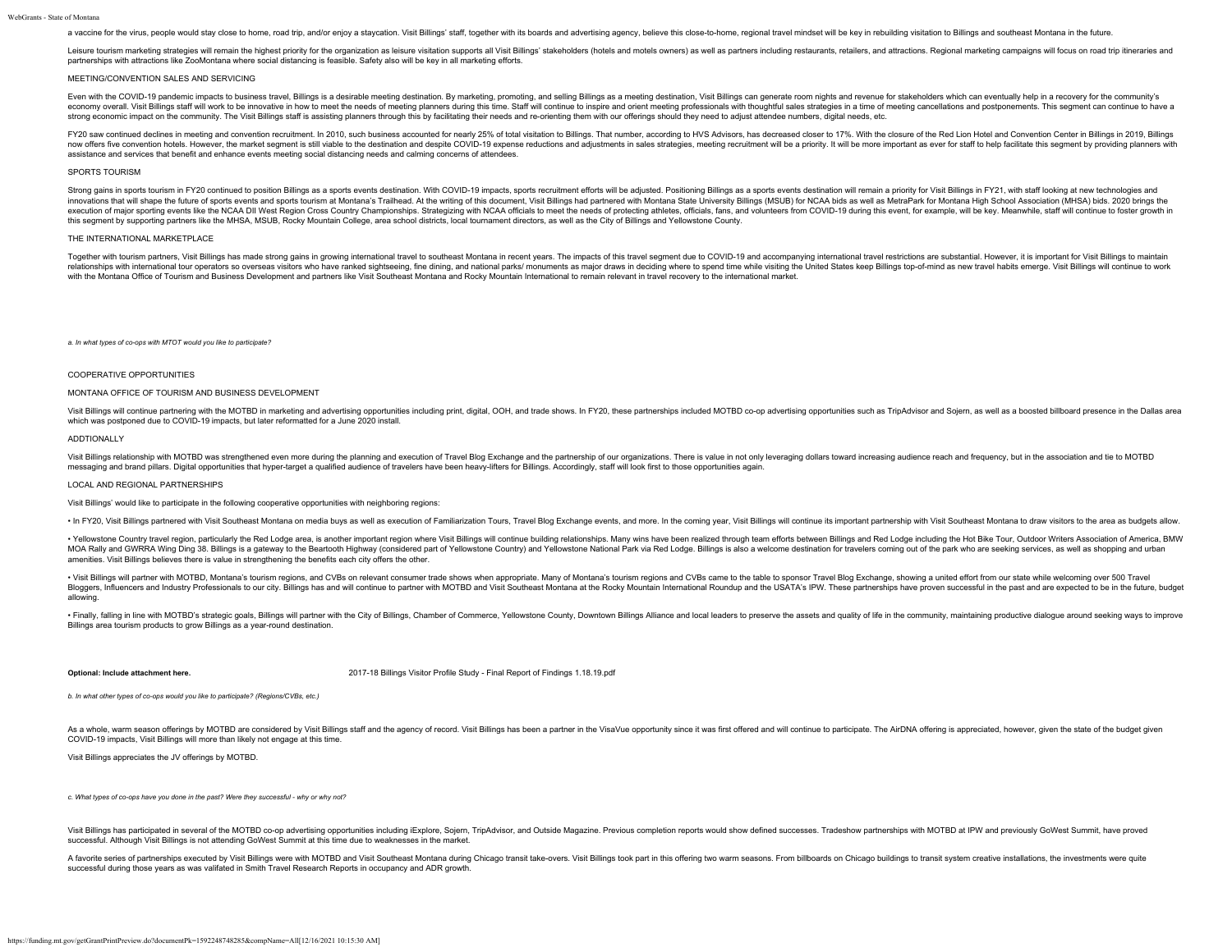a vaccine for the virus, people would stay close to home, road trip, and/or enjoy a staycation. Visit Billings' staff, together with its boards and advertising agency, believe this close-to-home, regional travel mindset will be key in rebuilding visitation to Billings and southeast Montana in the future.

Leisure tourism marketing strategies will remain the highest priority for the organization as leisure visitation supports all Visit Billings' stakeholders (hotels and motels owners) as well as partners including restaurants, retailers, and attractions. Regional marketing campaigns will focus on road trip itineraries and partnerships with attractions like ZooMontana where social distancing is feasible. Safety also will be key in all marketing efforts.

MEETING/CONVENTION SALES AND SERVICING

Even with the COVID-19 pandemic impacts to business travel, Billings is a desirable meeting destination. By marketing, promoting, and selling Billings as a meeting destination, Visit Billings can generate room nights and revenue for stakeholders which can eventually help in a recovery for the community's economy overall. Visit Billings staff will work to be innovative in how to meet the needs of meeting planners during this time. Staff will continue to inspire and orient meeting professionals with thoughtful sales strategies in a time of meeting cancellations and postponements. This segment can continue to have a strong economic impact on the community. The Visit Billings staff is assisting planners through this by facilitating their needs and re-orienting them with our offerings should they need to adjust attendee numbers, digital needs, etc.

FY20 saw continued declines in meeting and convention recruitment. In 2010, such business accounted for nearly 25% of total visitation to Billings. That number, according to HVS Advisors, has decreased closer to 17%. With the closure of the Red Lion Hotel and Convention Center in Billings in 2019, Billings now offers five convention hotels. However, the market segment is still viable to the destination and despite COVID-19 expense reductions and adjustments in sales strategies, meeting recruitment will be a priority. It will be more important as ever for staff to help facilitate this segment by providing planners with assistance and services that benefit and enhance events meeting social distancing needs and calming concerns of attendees.

SPORTS TOURISM

Strong gains in sports tourism in FY20 continued to position Billings as a sports events destination. With COVID-19 impacts, sports recruitment efforts will be adjusted. Positioning Billings as a sports events destination will remain a priority for Visit Billings in FY21, with staff looking at new technologies and innovations that will shape the future of sports events and sports tourism at Montana's Trailhead. At the writing of this document, Visit Billings had partnered with Montana State University Billings (MSUB) for NCAA bids as well as MetraPark for Montana High School Association (MHSA) bids. 2020 brings the execution of major sporting events like the NCAA DII West Region Cross Country Championships. Strategizing with NCAA officials to meet the needs of protecting athletes, officials, fans, and volunteers from COVID-19 during this event, for example, will be key. Meanwhile, staff will continue to foster growth in this segment by supporting partners like the MHSA, MSUB, Rocky Mountain College, area school districts, local tournament directors, as well as the City of Billings and Yellowstone County.

THE INTERNATIONAL MARKETPLACE

Together with tourism partners, Visit Billings has made strong gains in growing international travel to southeast Montana in recent years. The impacts of this travel segment due to COVID-19 and accompanying international travel restrictions are substantial. However, it is important for Visit Billings to maintain relationships with international tour operators so overseas visitors who have ranked sightseeing, fine dining, and national parks/ monuments as major draws in deciding where to spend time while visiting the United States keep Billings top-of-mind as new travel habits emerge. Visit Billings will continue to work with the Montana Office of Tourism and Business Development and partners like Visit Southeast Montana and Rocky Mountain International to remain relevant in travel recovery to the international market.

*a. In what types of co-ops with MTOT would you like to participate?*

COOPERATIVE OPPORTUNITIES

MONTANA OFFICE OF TOURISM AND BUSINESS DEVELOPMENT

Visit Billings will continue partnering with the MOTBD in marketing and advertising opportunities including print, digital, OOH, and trade shows. In FY20, these partnerships included MOTBD co-op advertising opportunities such as TripAdvisor and Sojern, as well as a boosted billboard presence in the Dallas area which was postponed due to COVID-19 impacts, but later reformatted for a June 2020 install.

ADDTIONALLY

Visit Billings relationship with MOTBD was strengthened even more during the planning and execution of Travel Blog Exchange and the partnership of our organizations. There is value in not only leveraging dollars toward increasing audience reach and frequency, but in the association and tie to MOTBD messaging and brand pillars. Digital opportunities that hyper-target a qualified audience of travelers have been heavy-lifters for Billings. Accordingly, staff will look first to those opportunities again.

LOCAL AND REGIONAL PARTNERSHIPS

Visit Billings' would like to participate in the following cooperative opportunities with neighboring regions:

• In FY20, Visit Billings partnered with Visit Southeast Montana on media buys as well as execution of Familiarization Tours, Travel Blog Exchange events, and more. In the coming year, Visit Billings will continue its important partnership with Visit Southeast Montana to draw visitors to the area as budgets allow.

• Yellowstone Country travel region, particularly the Red Lodge area, is another important region where Visit Billings will continue building relationships. Many wins have been realized through team efforts between Billings and Red Lodge including the Hot Bike Tour, Outdoor Writers Association of America, BMW MOA Rally and GWRRA Wing Ding 38. Billings is a gateway to the Beartooth Highway (considered part of Yellowstone Country) and Yellowstone National Park via Red Lodge. Billings is also a welcome destination for travelers coming out of the park who are seeking services, as well as shopping and urban amenities. Visit Billings believes there is value in strengthening the benefits each city offers the other.

• Visit Billings will partner with MOTBD, Montana's tourism regions, and CVBs on relevant consumer trade shows when appropriate. Many of Montana's tourism regions and CVBs came to the table to sponsor Travel Blog Exchange, showing a united effort from our state while welcoming over 500 Travel Bloggers, Influencers and Industry Professionals to our city. Billings has and will continue to partner with MOTBD and Visit Southeast Montana at the Rocky Mountain International Roundup and the USATA's IPW. These partnerships have proven successful in the past and are expected to be in the future, budget allowing.

• Finally, falling in line with MOTBD's strategic goals, Billings will partner with the City of Billings, Chamber of Commerce, Yellowstone County, Downtown Billings Alliance and local leaders to preserve the assets and quality of life in the community, maintaining productive dialogue around seeking ways to improve Billings area tourism products to grow Billings as a year-round destination.

**Optional: Include attachment here.** 2017-18 Billings Visitor Profile Study - Final Report of Findings 1.18.19.pdf

*b. In what other types of co-ops would you like to participate? (Regions/CVBs, etc.)*

As a whole, warm season offerings by MOTBD are considered by Visit Billings staff and the agency of record. Visit Billings has been a partner in the VisaVue opportunity since it was first offered and will continue to participate. The AirDNA offering is appreciated, however, given the state of the budget given COVID-19 impacts, Visit Billings will more than likely not engage at this time.

Visit Billings appreciates the JV offerings by MOTBD.

*c. What types of co-ops have you done in the past? Were they successful - why or why not?*

Visit Billings has participated in several of the MOTBD co-op advertising opportunities including iExplore, Sojern, TripAdvisor, and Outside Magazine. Previous completion reports would show defined successes. Tradeshow partnerships with MOTBD at IPW and previously GoWest Summit, have proved successful. Although Visit Billings is not attending GoWest Summit at this time due to weaknesses in the market.

A favorite series of partnerships executed by Visit Billings were with MOTBD and Visit Southeast Montana during Chicago transit take-overs. Visit Billings took part in this offering two warm seasons. From billboards on Chicago buildings to transit system creative installations, the investments were quite successful during those years as was valifated in Smith Travel Research Reports in occupancy and ADR growth.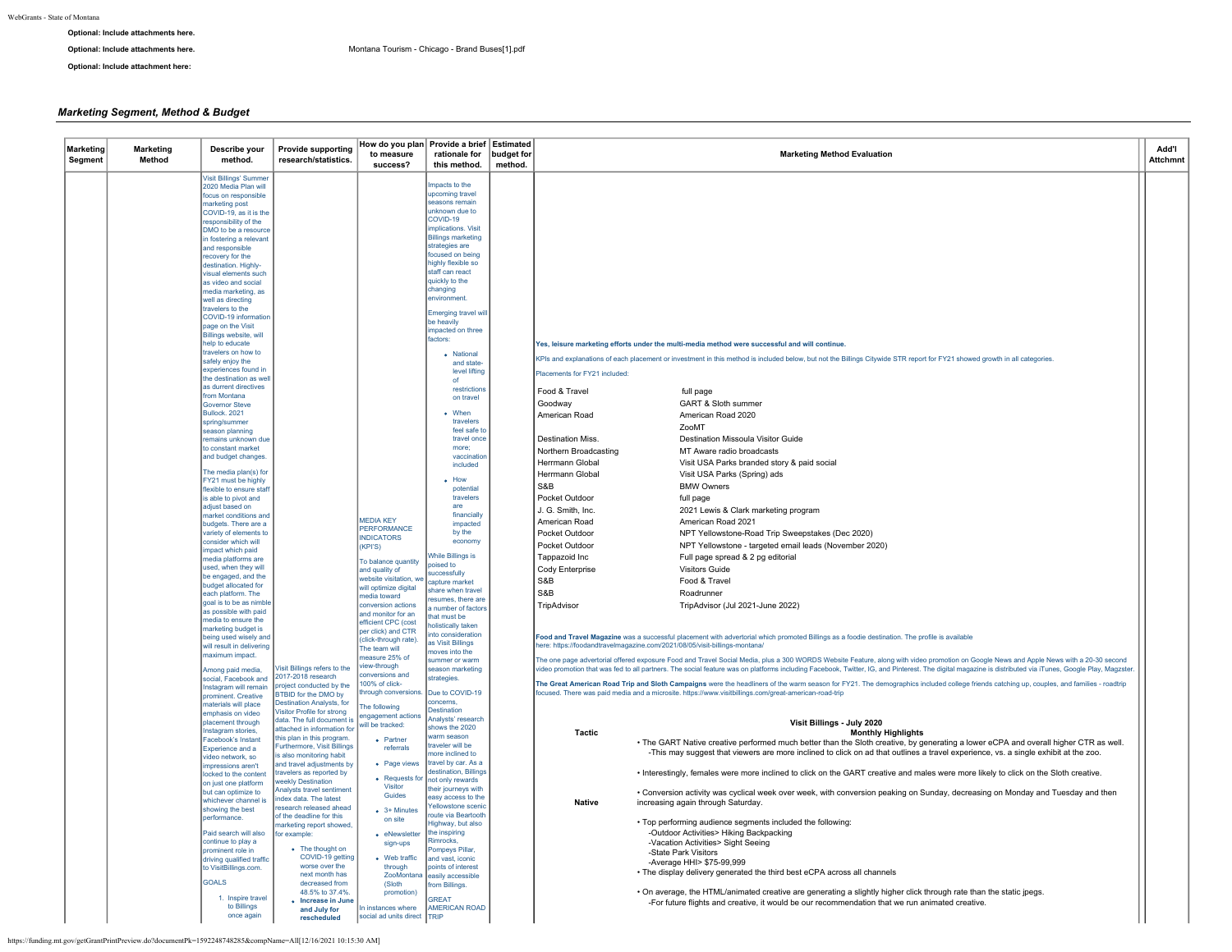**Optional: Include attachments here.**

**Optional: Include attachments here.** Montana Tourism - Chicago - Brand Buses[1].pdf

**Optional: Include attachment here:**

## *Marketing Segment, Method & Budget*

| Marketing Segment | Marketing Method | Describe your method. | Provide supporting research/statistics. | How do you plan to measure success? | Provide a brief rationale for this method. | Estimated budget for method. | Marketing Method Evaluation | Add'l Attchmnt |
|---|---|---|---|---|---|---|---|---|
| | | Visit Billings' Summer 2020 Media Plan will focus on responsible marketing post COVID-19, as it is the responsibility of the DMO to be a resource in fostering a relevant and responsible recovery for the destination. Highly-visual elements such as video and social media marketing, as well as directing travelers to the COVID-19 information page on the Visit Billings website, will help to educate travelers on how to safely enjoy the experiences found in the destination as well as current directives from Montana Governor Steve Bullock. 2021 spring/summer season planning remains unknown due to constant market and budget changes.<br><br>The media plan(s) for FY21 must be highly flexible to ensure staff is able to pivot and adjust based on market conditions and budgets. There are a variety of elements to consider which will impact which paid media platforms are used, when they will be engaged, and the budget allocated for each platform. The goal is to be as nimble as possible with paid media to ensure the marketing budget is being used wisely and will result in delivering maximum impact.<br><br>Among paid media, social, Facebook and Instagram will remain prominent. Creative materials will place emphasis on video placement through Instagram stories, Facebook's Instant Experience and a video network, so impressions aren't locked to the content on just one platform but can optimize to whichever channel is showing the best performance.<br><br>Paid search will also continue to play a prominent role in driving qualified traffic to VisitBillings.com.<br><br>GOALS<br><br>1. Inspire travel to Billings once again | Visit Billings refers to the 2017-2018 research project conducted by the BTBID for the DMO by Destination Analysts, for Visitor Profile for strong data. The full document is attached in information for this plan in this program. Furthermore, Visit Billings is also monitoring habit and travel adjustments by travelers as reported by weekly Destination Analysts travel sentiment index data. The latest research released ahead of the deadline for this marketing report showed, for example:<br><br>- The thought on COVID-19 getting worse over the next month has decreased from 48.5% to 37.4%.<br>- **Increase in June and July for rescheduled** | MEDIA KEY PERFORMANCE INDICATORS (KPI'S)<br><br>To balance quantity and quality of website visitation, we will optimize digital media toward conversion actions and monitor for an efficient CPC (cost per click) and CTR (click-through rate). The team will measure 25% of view-through conversions and 100% of click-through conversions.<br><br>The following engagement actions will be tracked:<br><br>- Partner referrals<br>- Page views<br>- Requests for Visitor Guides<br>- 3+ Minutes on site<br>- eNewsletter sign-ups<br>- Web traffic through ZooMontana (Sloth promotion)<br><br>In instances where social ad units direct | Impacts to the upcoming travel seasons remain unknown due to COVID-19 implications. Visit Billings marketing strategies are focused on being highly flexible so staff can react quickly to the changing environment.<br><br>Emerging travel will be heavily impacted on three factors:<br><br>- National and state-level lifting of restrictions on travel<br>- When travelers feel safe to travel once more; vaccination included<br>- How potential travelers are financially impacted by the economy<br><br>While Billings is poised to successfully capture market share when travel resumes, there are a number of factors that must be holistically taken into consideration as Visit Billings moves into the summer or warm season marketing strategies.<br><br>Due to COVID-19 concerns, Destination Analysts' research shows the 2020 warm season traveler will be more inclined to travel by car. As a destination, Billings not only rewards their journeys with easy access to the Yellowstone scenic route via Beartooth Highway, but also the inspiring Rimrocks, Pompeys Pillar, and vast, iconic points of interest easily accessible from Billings.<br><br>GREAT AMERICAN ROAD TRIP | | **Yes, leisure marketing efforts under the multi-media method were successful and will continue.**<br><br>KPIs and explanations of each placement or investment in this method is included below, but not the Billings Citywide STR report for FY21 showed growth in all categories.<br><br>Placements for FY21 included:<br><br>Food & Travel — full page<br>Goodway — GART & Sloth summer<br>American Road — American Road 2020<br> — ZooMT<br>Destination Miss. — Destination Missoula Visitor Guide<br>Northern Broadcasting — MT Aware radio broadcasts<br>Herrmann Global — Visit USA Parks branded story & paid social<br>Herrmann Global — Visit USA Parks (Spring) ads<br>S&B — BMW Owners<br>Pocket Outdoor — full page<br>J. G. Smith, Inc. — 2021 Lewis & Clark marketing program<br>American Road — American Road 2021<br>Pocket Outdoor — NPT Yellowstone-Road Trip Sweepstakes (Dec 2020)<br>Pocket Outdoor — NPT Yellowstone - targeted email leads (November 2020)<br>Tappazoid Inc — Full page spread & 2 pg editorial<br>Cody Enterprise — Visitors Guide<br>S&B — Food & Travel<br>S&B — Roadrunner<br>TripAdvisor — TripAdvisor (Jul 2021-June 2022)<br><br>**Food and Travel Magazine** was a successful placement with advertorial which promoted Billings as a foodie destination. The profile is available here: https://foodandtravelmagazine.com/2021/08/05/visit-billings-montana/<br><br>The one page advertorial offered exposure Food and Travel Social Media, plus a 300 WORDS Website Feature, along with video promotion on Google News and Apple News with a 20-30 second video promotion that was fed to all partners. The social feature was on platforms including Facebook, Twitter, IG, and Pinterest. The digital magazine is distributed via iTunes, Google Play, Magzster.<br><br>**The Great American Road Trip and Sloth Campaigns** were the headliners of the warm season for FY21. The demographics included college friends catching up, couples, and families - roadtrip focused. There was paid media and a microsite. https://www.visitbillings.com/great-american-road-trip<br><br>**Visit Billings - July 2020 Monthly Highlights**<br><br>Tactic: **Native**<br><br>• The GART Native creative performed much better than the Sloth creative, by generating a lower eCPA and overall higher CTR as well. -This may suggest that viewers are more inclined to click on ad that outlines a travel experience, vs. a single exhibit at the zoo.<br><br>• Interestingly, females were more inclined to click on the GART creative and males were more likely to click on the Sloth creative.<br><br>• Conversion activity was cyclical week over week, with conversion peaking on Sunday, decreasing on Monday and Tuesday and then increasing again through Saturday.<br><br>• Top performing audience segments included the following: -Outdoor Activities> Hiking Backpacking -Vacation Activities> Sight Seeing -State Park Visitors -Average HHI> $75-99,999<br>• The display delivery generated the third best eCPA across all channels<br><br>• On average, the HTML/animated creative are generating a slightly higher click through rate than the static jpegs. -For future flights and creative, it would be our recommendation that we run animated creative. | |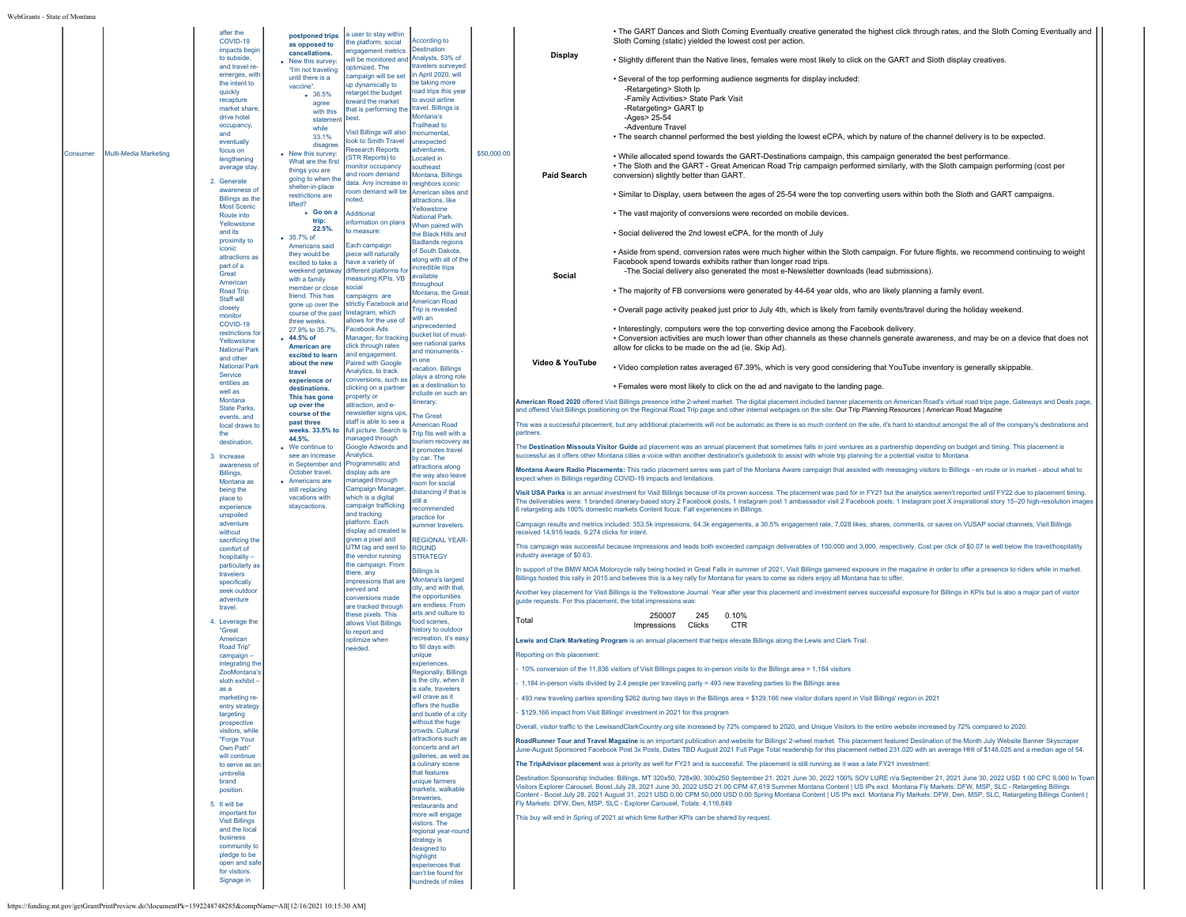| | | | | | | | |
|---|---|---|---|---|---|---|---|
| Consumer | Multi-Media Marketing | after the COVID-19 impacts begin to subside, and travel re-emerges, with the intent to quickly recapture market share, drive hotel occupancy, and eventually focus on lengthening average stay.<br><br>2. Generate awareness of Billings as the Most Scenic Route into Yellowstone and its proximity to iconic attractions as part of a Great American Road Trip. Staff will closely monitor COVID-19 restrictions for Yellowstone National Park and other National Park Service entities as well as Montana State Parks, events, and local draws to the destination.<br><br>3. Increase awareness of Billings, Montana as being the place to experience unspoiled adventure without sacrificing the comfort of hospitality – particularly as travelers specifically seek outdoor adventure travel.<br><br>4. Leverage the "Great American Road Trip" campaign – integrating the ZooMontana's sloth exhibit – as a marketing re-entry strategy targeting prospective visitors, while "Forge Your Own Path" will continue to serve as an umbrella brand position.<br><br>5. It will be important for Visit Billings and the local business community to pledge to be open and safe for visitors. Signage in | **postponed trips as opposed to cancellations.**<br>• New this survey: "I'm not traveling until there is a vaccine".<br>  • 36.5% agree with this statement while 33.1% disagree.<br>• New this survey: What are the first things you are going to when the shelter-in-place restrictions are lifted?<br>  • **Go on a trip: 22.5%.**<br>• 35.7% of Americans said they would be excited to take a weekend getaway with a family member or close friend. This has gone up over the course of the past three weeks. 27.9% to 35.7%.<br>• **44.5% of American are excited to learn about the new travel experience or destinations. This has gone up over the course of the past three weeks. 33.5% to 44.5%.**<br>• We continue to see an increase in September and October travel.<br>• Americans are still replacing vacations with staycactions. | a user to stay within the platform, social engagement metrics will be monitored and optimized. The campaign will be set up dynamically to retarget the budget toward the market that is performing the best.<br><br>Visit Billings will also look to Smith Travel Research Reports (STR Reports) to monitor occupancy and room demand data. Any increase in room demand will be noted.<br><br>Additional information on plans to measure:<br><br>Each campaign piece will naturally have a variety of different platforms for measuring KPIs. VB social campaigns are strictly Facebook and Instagram, which allows for the use of Facebook Ads Manager, for tracking click through rates and engagement. Paired with Google Analytics, to track conversions, such as clicking on a partner property or attraction, and e-newsletter signs ups, staff is able to see a full picture. Search is managed through Google Adwords and Analytics. Programmatic and display ads are managed through Campaign Manager, which is a digital campaign trafficking and tracking platform. Each display ad created is given a pixel and UTM tag and sent to the vendor running the campaign. From there, any impressions that are served and conversions made are tracked through these pixels. This allows Visit Billings to report and optimize when needed. | According to Destination Analysts, 53% of travelers surveyed in April 2020, will be taking more road trips this year to avoid airline travel. Billings is Montana's Trailhead to monumental, unexpected adventures. Located in southeast Montana, Billings neighbors iconic American sites and attractions, like Yellowstone National Park. When paired with the Black Hills and Badlands regions of South Dakota, along with all of the incredible trips available throughout Montana, the Great American Road Trip is revealed with an unprecedented bucket list of must-see national parks and monuments - in one vacation. Billings plays a strong role as a destination to include on such an itinerary.<br><br>The Great American Road Trip fits well with a tourism recovery as it promotes travel by car. The attractions along the way also leave room for social distancing if that is still a recommended practice for summer travelers.<br><br>REGIONAL YEAR-ROUND STRATEGY<br><br>Billings is Montana's largest city, and with that, the opportunities are endless. From arts and culture to food scenes, history to outdoor recreation, it's easy to fill days with unique experiences. Regionally, Billings is the city, when it is safe, travelers will crave as it offers the hustle and bustle of a city without the huge crowds. Cultural attractions such as concerts and art galleries, as well as a culinary scene that features unique farmers markets, walkable breweries, restaurants and more will engage visitors. The regional year-round strategy is designed to highlight experiences that can't be found for hundreds of miles | $50,000.00 | (see below) |

**Display**

- The GART Dances and Sloth Coming Eventually creative generated the highest click through rates, and the Sloth Coming Eventually and Sloth Coming (static) yielded the lowest cost per action.
- Slightly different than the Native lines, females were most likely to click on the GART and Sloth display creatives.
- Several of the top performing audience segments for display included:
  - -Retargeting> Sloth lp
  - -Family Activities> State Park Visit
  - -Retargeting> GART lp
  - -Ages> 25-54
  - -Adventure Travel

**Paid Search**

- The search channel performed the best yielding the lowest eCPA, which by nature of the channel delivery is to be expected.
- While allocated spend towards the GART-Destinations campaign, this campaign generated the best performance.
- The Sloth and the GART - Great American Road Trip campaign performed similarly, with the Sloth campaign performing (cost per conversion) slightly better than GART.
- Similar to Display, users between the ages of 25-54 were the top converting users within both the Sloth and GART campaigns.
- The vast majority of conversions were recorded on mobile devices.

**Social**

- Social delivered the 2nd lowest eCPA, for the month of July
- Aside from spend, conversion rates were much higher within the Sloth campaign. For future flights, we recommend continuing to weight Facebook spend towards exhibits rather than longer road trips.
  - -The Social delivery also generated the most e-Newsletter downloads (lead submissions).
- The majority of FB conversions were generated by 44-64 year olds, who are likely planning a family event.
- Overall page activity peaked just prior to July 4th, which is likely from family events/travel during the holiday weekend.
- Interestingly, computers were the top converting device among the Facebook delivery.
- Conversion activities are much lower than other channels as these channels generate awareness, and may be on a device that does not allow for clicks to be made on the ad (ie. Skip Ad).

**Video & YouTube**

- Video completion rates averaged 67.39%, which is very good considering that YouTube inventory is generally skippable.
- Females were most likely to click on the ad and navigate to the landing page.

**American Road 2020** offered Visit Billings presence inthe 2-wheel market. The digital placement included banner placements on American Road's virtual road trips page, Gateways and Deals page, and offered Visit Billings positioning on the Regional Road Trip page and other internal webpages on the site: Our Trip Planning Resources | American Road Magazine

This was a successful placement, but any additional placements will not be automatic as there is so much content on the site, it's hard to standout amongst the all of the company's destinations and partners.

The **Destination Missoula Visitor Guide** ad placement was an annual placement that sometimes falls in joint ventures as a partnership depending on budget and timing. This placement is successful as it offers other Montana cities a voice within another destination's guidebook to assist with whole trip planning for a potential visitor to Montana.

**Montana Aware Radio Placements:** This radio placement series was part of the Montana Aware campaign that assisted with messaging visitors to Billings - en route or in market - about what to expect when in Billings regarding COVID-19 impacts and limitations.

**Visit USA Parks** is an annual investment for Visit Billings because of its proven success. The placement was paid for in FY21 but the analytics weren't reported until FY22 due to placement timing. The deliverables were: 1 branded itinerary-based story 2 Facebook posts, 1 Instagram post 1 ambassador visit 2 Facebook posts; 1 Instagram post X inspirational story 15–20 high-resolution images 6 retargeting ads 100% domestic markets Content focus: Fall experiences in Billings.

Campaign results and metrics included: 353.5k impressions, 64.3k engagements, a 30.5% engagement rate, 7,028 likes, shares, comments, or saves on VUSAP social channels, Visit Billings received 14,916 leads, 9,274 clicks for intent.

This campaign was successful because impressions and leads both exceeded campaign deliverables of 150,000 and 3,000, respectively. Cost per click of $0.07 is well below the travel/hospitality industry average of $0.63.

In support of the BMW MOA Motorcycle rally being hosted in Great Falls in summer of 2021, Visit Billings garnered exposure in the magazine in order to offer a presence to riders while in market. Billings hosted this rally in 2015 and believes this is a key rally for Montana for years to come as riders enjoy all Montana has to offer.

Another key placement for Visit Billings is the Yellowstone Journal. Year after year this placement and investment serves successful exposure for Billings in KPIs but is also a major part of visitor guide requests. For this placement, the total impressions was:

| Total | 250007 Impressions | 245 Clicks | 0.10% CTR |
|---|---|---|---|

**Lewis and Clark Marketing Program** is an annual placement that helps elevate Billings along the Lewis and Clark Trail.

Reporting on this placement:

- 10% conversion of the 11,836 visitors of Visit Billings pages to in-person visits to the Billings area = 1,184 visitors
- 1,184 in-person visits divided by 2.4 people per traveling party = 493 new traveling parties to the Billings area
- 493 new traveling parties spending $262 during two days in the Billings area = $129,166 new visitor dollars spent in Visit Billings' region in 2021
- $129,166 impact from Visit Billings' investment in 2021 for this program

Overall, visitor traffic to the LewisandClarkCountry.org site increased by 72% compared to 2020, and Unique Visitors to the entire website increased by 72% compared to 2020.

**RoadRunner Tour and Travel Magazine** is an important publication and website for Billings' 2-wheel market. This placement featured Destination of the Month July Website Banner Skyscraper June-August Sponsored Facebook Post 3x Posts, Dates TBD August 2021 Full Page Total readership for this placement netted 231,020 with an average HHI of $148,025 and a median age of 54.

**The TripAdvisor placement** was a priority as well for FY21 and is successful. The placement is still running as it was a late FY21 investment:

Destination Sponsorship Includes: Billings, MT 320x50, 728x90, 300x250 September 21, 2021 June 30, 2022 100% SOV LURE n/a September 21, 2021 June 30, 2022 USD 1.00 CPC 9,000 In Town Visitors Explorer Carousel, Boost July 28, 2021 June 30, 2022 USD 21.00 CPM 47,619 Summer Montana Content | US IPs excl. Montana Fly Markets: DFW, MSP, SLC - Retargeting Billings Content - Boost July 28, 2021 August 31, 2021 USD 0.00 CPM 50,000 USD 0.00 Spring Montana Content | US IPs excl. Montana Fly Markets: DFW, Den, MSP, SLC, Retargeting Billings Content | Fly Markets: DFW, Den, MSP, SLC - Explorer Carousel, Totals: 4,116,849

This buy will end in Spring of 2021 at which time further KPIs can be shared by request.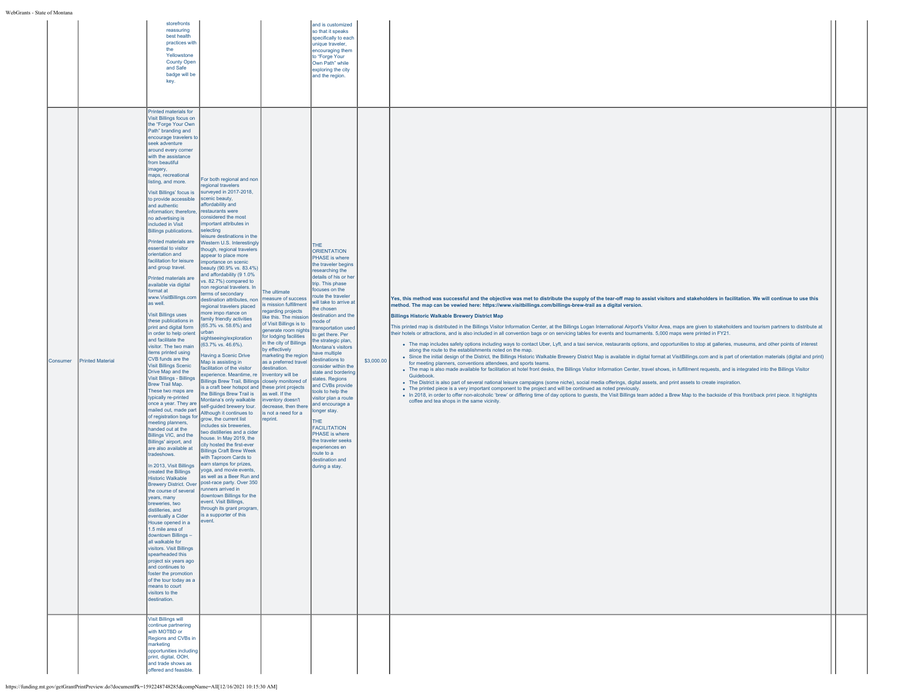| | | | | | | | | | |
|---|---|---|---|---|---|---|---|---|---|
| | | storefronts reassuring best health practices with the Yellowstone County Open and Safe badge will be key. | | | and is customized so that it speaks specifically to each unique traveler, encouraging them to "Forge Your Own Path" while exploring the city and the region. | | | | |
| Consumer | Printed Material | Printed materials for Visit Billings focus on the "Forge Your Own Path" branding and encourage travelers to seek adventure around every corner with the assistance from beautiful imagery, maps, recreational listing, and more.<br><br>Visit Billings' focus is to provide accessible and authentic information; therefore, no advertising is included in Visit Billings publications.<br><br>Printed materials are essential to visitor orientation and facilitation for leisure and group travel.<br><br>Printed materials are available via digital format at www.VisitBillings.com as well.<br><br>Visit Billings uses these publications in print and digital form in order to help orient and facilitate the visitor. The two main items printed using CVB funds are the Visit Billings Scenic Drive Map and the Visit Billings - Billings Brew Trail Map. These two maps are typically re-printed once a year. They are mailed out, made part of registration bags for meeting planners, handed out at the Billings VIC, and the Billings' airport, and are also available at tradeshows.<br><br>In 2013, Visit Billings created the Billings Historic Walkable Brewery District. Over the course of several years, many breweries, two distilleries, and eventually a Cider House opened in a 1.5 mile area of downtown Billings – all walkable for visitors. Visit Billings spearheaded this project six years ago and continues to foster the promotion of the tour today as a means to court visitors to the destination. | For both regional and non regional travelers surveyed in 2017-2018, scenic beauty, affordability and restaurants were considered the most important attributes in selecting leisure destinations in the Western U.S. Interestingly though, regional travelers appear to place more importance on scenic beauty (90.9% vs. 83.4%) and affordability (9 1.0% vs. 82.7%) compared to non regional travelers. In terms of secondary destination attributes, non regional travelers placed more impo rtance on family friendly activities (65.3% vs. 58.6%) and urban sightseeing/exploration (63.7% vs. 46.6%).<br><br>Having a Scenic Drive Map is assisting in facilitation of the visitor experience. Meantime, re Billings Brew Trail, Billings is a craft beer hotspot and the Billings Brew Trail is Montana's only walkable self-guided brewery tour. Although it continues to grow, the current list includes six breweries, two distilleries and a cider house. In May 2019, the city hosted the first-ever Billings Craft Brew Week with Taproom Cards to earn stamps for prizes, yoga, and movie events, as well as a Beer Run and post-race party. Over 350 runners arrived in downtown Billings for the event. Visit Billings, through its grant program, is a supporter of this event. | The ultimate measure of success is mission fulfillment regarding projects like this. The mission of Visit Billings is to generate room nights for lodging facilities in the city of Billings by effectively marketing the region as a preferred travel destination. Inventory will be closely monitored of these print projects as well. If the inventory doesn't decrease, then there is not a need for a reprint. | THE ORIENTATION PHASE is where the traveler begins researching the details of his or her trip. This phase focuses on the route the traveler will take to arrive at the chosen destination and the mode of transportation used to get there. Per the strategic plan, Montana's visitors have multiple destinations to consider within the state and bordering states. Regions and CVBs provide tools to help the visitor plan a route and encourage a longer stay.<br><br>THE FACILITATION PHASE is where the traveler seeks experiences en route to a destination and during a stay. | $3,000.00 | **Yes, this method was successful and the objective was met to distribute the supply of the tear-off map to assist visitors and stakeholders in facilitation. We will continue to use this method. The map can be vewied here: https://www.visitbillings.com/billings-brew-trail as a digital version.**<br><br>**Billings Historic Walkable Brewery District Map**<br><br>This printed map is distributed in the Billings Visitor Information Center, at the Billings Logan International Airport's Visitor Area, maps are given to stakeholders and tourism partners to distribute at their hotels or attractions, and is also included in all convention bags or on servicing tables for events and tournaments. 5,000 maps were printed in FY21.<br><br>• The map includes safety options including ways to contact Uber, Lyft, and a taxi service, restaurants options, and opportunities to stop at galleries, museums, and other points of interest along the route to the establishments noted on the map.<br>• Since the initial design of the District, the Billings Historic Walkable Brewery District Map is available in digital format at VisitBillings.com and is part of orientation materials (digital and print) for meeting planners, conventions attendees, and sports teams.<br>• The map is also made available for facilitation at hotel front desks, the Billings Visitor Information Center, travel shows, in fulfillment requests, and is integrated into the Billings Visitor Guidebook.<br>• The District is also part of several national leisure campaigns (some niche), social media offerings, digital assets, and print assets to create inspiration.<br>• The printed piece is a very important component to the project and will be continued as noted previously.<br>• In 2018, in order to offer non-alcoholic 'brew' or differing time of day options to guests, the Visit Billings team added a Brew Map to the backside of this front/back print piece. It highlights coffee and tea shops in the same vicinity. | | |
| | | Visit Billings will continue partnering with MOTBD or Regions and CVBs in marketing opportunities including print, digital, OOH, and trade shows as offered and feasible. | | | | | | | |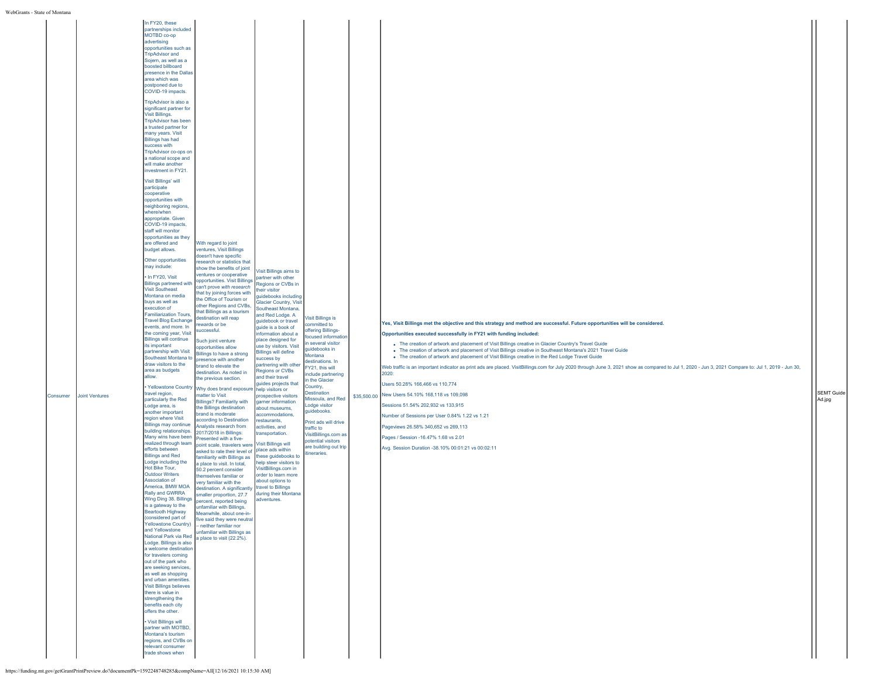| Consumer | Joint Ventures | In FY20, these partnerships included MOTBD co-op advertising opportunities such as TripAdvisor and Sojern, as well as a boosted billboard presence in the Dallas area which was postponed due to COVID-19 impacts.<br><br>TripAdvisor is also a significant partner for Visit Billings. TripAdvisor has been a trusted partner for many years. Visit Billings has had success with TripAdvisor co-ops on a national scope and will make another investment in FY21.<br><br>Visit Billings' will participate cooperative opportunities with neighboring regions, where/when appropriate. Given COVID-19 impacts, staff will monitor opportunities as they are offered and budget allows.<br><br>Other opportunities may include:<br><br>• In FY20, Visit Billings partnered with Visit Southeast Montana on media buys as well as execution of Familiarization Tours, Travel Blog Exchange events, and more. In the coming year, Visit Billings will continue its important partnership with Visit Southeast Montana to draw visitors to the area as budgets allow.<br><br>• Yellowstone Country travel region, particularly the Red Lodge area, is another important region where Visit Billings may continue building relationships. Many wins have been realized through team efforts between Billings and Red Lodge including the Hot Bike Tour, Outdoor Writers Association of America, BMW MOA Rally and GWRRA Wing Ding 38. Billings is a gateway to the Beartooth Highway (considered part of Yellowstone Country) and Yellowstone National Park via Red Lodge. Billings is also a welcome destination for travelers coming out of the park who are seeking services, as well as shopping and urban amenities. Visit Billings believes there is value in strengthening the benefits each city offers the other.<br><br>• Visit Billings will partner with MOTBD, Montana's tourism regions, and CVBs on relevant consumer trade shows when | With regard to joint ventures, Visit Billings doesn't have specific research or statistics that show the benefits of joint ventures or cooperative opportunities. Visit Billings can't prove *with research* that by joining forces with the Office of Tourism or other Regions and CVBs, that Billings as a tourism destination will reap rewards or be successful.<br><br>Such joint venture opportunities allow Billings to have a strong presence with another brand to elevate the destination. As noted in the previous section.<br><br>Why does brand exposure matter to Visit Billings? Familiarity with the Billings destination brand is moderate according to Destination Analysts research from 2017/2018 in Billings: Presented with a five-point scale, travelers were asked to rate their level of familiarity with Billings as a place to visit. In total, 50.2 percent consider themselves familiar or very familiar with the destination. A significantly smaller proportion, 27.7 percent, reported being unfamiliar with Billings. Meanwhile, about one-in-five said they were neutral – neither familiar nor unfamiliar with Billings as a place to visit (22.2%). | Visit Billings aims to partner with other Regions or CVBs in their visitor guidebooks including Glacier Country, Visit Southeast Montana, and Red Lodge. A guidebook or travel guide is a book of information about a place designed for use by visitors. Visit Billings will define success by partnering with other Regions or CVBs and their travel guides projects that help visitors or prospective visitors garner information about museums, accommodations, restaurants, activities, and transportation.<br><br>Visit Billings will place ads within these guidebooks to help steer visitors to VisitBillings.com in order to learn more about options to travel to Billings during their Montana adventures. | Visit Billings is committed to offering Billings-focused information in several visitor guidebooks in Montana destinations. In FY21, this will include partnering in the Glacier Country, Destination Missoula, and Red Lodge visitor guidebooks.<br><br>Print ads will drive traffic to VisitBillings.com as potential visitors are building out trip itineraries. | $35,500.00 | **Yes, Visit Billings met the objective and this strategy and method are successful. Future opportunities will be considered.**<br><br>**Opportunities executed successfully in FY21 with funding included:**<br><br>• The creation of artwork and placement of Visit Billings creative in Glacier Country's Travel Guide<br>• The creation of artwork and placement of Visit Billings creative in Southeast Montana's 2021 Travel Guide<br>• The creation of artwork and placement of Visit Billings creative in the Red Lodge Travel Guide<br><br>Web traffic is an important indicator as print ads are placed. VisitBillings.com for July 2020 through June 3, 2021 show as compared to Jul 1, 2020 - Jun 3, 2021 Compare to: Jul 1, 2019 - Jun 30, 2020:<br><br>Users 50.28% 166,466 vs 110,774<br><br>New Users 54.10% 168,118 vs 109,098<br><br>Sessions 51.54% 202,932 vs 133,915<br><br>Number of Sessions per User 0.84% 1.22 vs 1.21<br><br>Pageviews 26.58% 340,652 vs 269,113<br><br>Pages / Session -16.47% 1.68 vs 2.01<br><br>Avg. Session Duration -38.10% 00:01:21 vs 00:02:11 | | SEMT Guide Ad.jpg |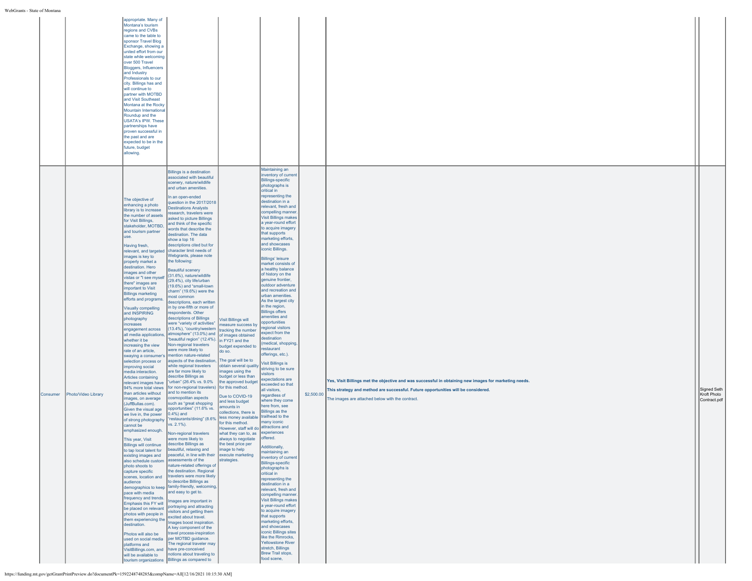| | | | | | | | | |
|---|---|---|---|---|---|---|---|---|
| | | appropriate. Many of Montana's tourism regions and CVBs came to the table to sponsor Travel Blog Exchange, showing a united effort from our state while welcoming over 500 Travel Bloggers, Influencers and Industry Professionals to our city. Billings has and will continue to partner with MOTBD and Visit Southeast Montana at the Rocky Mountain International Roundup and the USATA's IPW. These partnerships have proven successful in the past and are expected to be in the future, budget allowing. | | | | | | |
| Consumer | Photo/Video Library | The objective of enhancing a photo library is to increase the number of assets for Visit Billings, stakeholder, MOTBD, and tourism partner use.<br><br>Having fresh, relevant, and targeted images is key to properly market a destination. Hero images and other vistas or "I see myself there" images are important to Visit Billings marketing efforts and programs.<br><br>Visually compelling and INSPIRING photography increases engagement across all media applications, whether it be increasing the view rate of an article, swaying a consumer's selection process or improving social media interaction. Articles containing relevant images have 94% more total views than articles without images, on average (JuffBullas.com). Given the visual age we live in, the power of strong photography cannot be emphasized enough.<br><br>This year, Visit Billings will continue to tap local talent for existing images and also schedule custom photo shoots to capture specific scenes, location and audience demographics to keep pace with media frequency and trends. Emphasis this FY will be placed on relevant photos with people in them experiencing the destination.<br><br>Photos will also be used on social media platforms and VisitBillings.com, and will be available to tourism organizations | Billings is a destination associated with beautiful scenery, nature/wildlife and urban amenities.<br><br>In an open-ended question in the 2017/2018 Destinations Analysts research, travelers were asked to picture Billings and think of the specific words that describe the destination. The data show a top 16 descriptions cited but for character limit needs of Webgrants, please note the following:<br><br>Beautiful scenery (31.6%), nature/wildlife (29.4%), city life/urban (19.6%) and "small-town charm" (19.6%) were the most common descriptions, each written in by one-fifth or more of respondents. Other descriptions of Billings were "variety of activities" (13.4%), "country/western atmosphere" (13.0%) and "beautiful region" (12.4%). Non-regional travelers were more likely to mention nature-related aspects of the destination, while regional travelers are far more likely to describe Billings as "urban" (26.4% vs. 9.0% for non-regional travelers) and to mention its cosmopolitan aspects such as "great shopping opportunities" (11.6% vs. 0.4%) and "restaurants/dining" (8.6% vs. 2.1%).<br><br>Non-regional travelers were more likely to describe Billings as beautiful, relaxing and peaceful, in line with their assessments of the nature-related offerings of the destination. Regional travelers were more likely to describe Billings as family-friendly, welcoming, and easy to get to.<br><br>Images are important in portraying and attracting visitors and getting them excited about travel. Images boost inspiration. A key component of the travel process-inspiration per MOTBD guidance. The regional traveler may have pre-conceived notions about traveling to Billings as compared to | Visit Billings will measure success by tracking the number of images obtained in FY21 and the budget expended to do so.<br><br>The goal will be to obtain several quality images using the budget or less than the approved budget for this method.<br><br>Due to COVID-19 and less budget amounts in collections, there is less money available for this method. However, staff will do what they can to, as always to negotiate the best price per image to help execute marketing strategies. | Maintaining an inventory of current Billings-specific photographs is critical in representing the destination in a relevant, fresh and compelling manner. Visit Billings makes a year-round effort to acquire imagery that supports marketing efforts, and showcases iconic Billings.<br><br>Billings' leisure market consists of a healthy balance of history on the genuine frontier, outdoor adventure and recreation and urban amenities. As the largest city in the region, Billings offers amenities and opportunities regional visitors expect from the destination (medical, shopping, restaurant offerings, etc.).<br><br>Visit Billings is striving to be sure visitors expectations are exceeded so that all visitors, regardless of where they come here from, see Billings as the trailhead to the many iconic attractions and experiences offered.<br><br>Additionally, maintaining an inventory of current Billings-specific photographs is critical in representing the destination in a relevant, fresh and compelling manner. Visit Billings makes a year-round effort to acquire imagery that supports marketing efforts, and showcases iconic Billings sites like the Rimrocks, Yellowstone River stretch, Billings Brew Trail stops, food scene, | $2,500.00 | **Yes, Visit Billings met the objective and was successful in obtaining new images for marketing needs.**<br><br>**This strategy and method are successful. Future opportunities will be considered.**<br><br>The images are attached below with the contract. | | Signed Seth Kroft Photo Contract.pdf |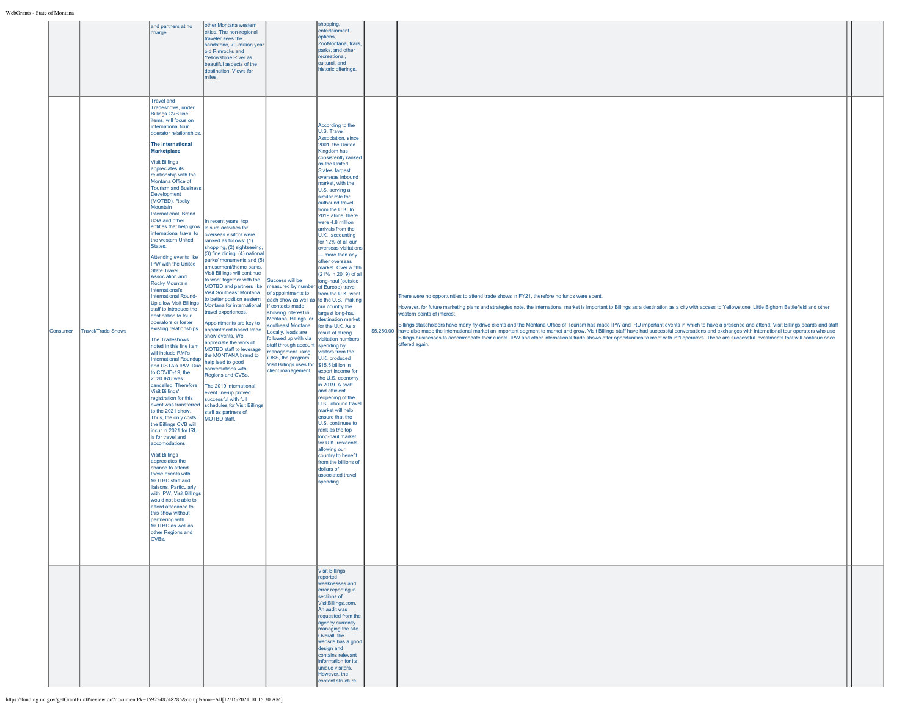| | | | | | | | | |
|---|---|---|---|---|---|---|---|---|
| | | and partners at no charge. | other Montana western cities. The non-regional traveler sees the sandstone, 70-million year old Rimrocks and Yellowstone River as beautiful aspects of the destination. Views for miles. | | shopping, entertainment options, ZooMontana, trails, parks, and other recreational, cultural, and historic offerings. | | | |
| Consumer | Travel/Trade Shows | Travel and Tradeshows, under Billings CVB line items, will focus on international tour operator relationships.<br><br>**The International Marketplace**<br><br>Visit Billings appreciates its relationship with the Montana Office of Tourism and Business Development (MOTBD), Rocky Mountain International, Brand USA and other entities that help grow international travel to the western United States.<br><br>Attending events like IPW with the United State Travel Association and Rocky Mountain International's International Round-Up allow Visit Billings staff to introduce the destination to tour operators or foster existing relationships.<br><br>The Tradeshows noted in this line item will include RMI's International Roundup and USTA's IPW. Due to COVID-19, the 2020 IRU was cancelled. Therefore, Visit Billings' registration for this event was transferred to the 2021 show. Thus, the only costs the Billings CVB will incur in 2021 for IRU is for travel and accomodations.<br><br>Visit Billings appreciates the chance to attend these events with MOTBD staff and liaisons. Particularly with IPW, Visit Billings would not be able to afford attedance to this show without partnering with MOTBD as well as other Regions and CVBs. | In recent years, top leisure activities for overseas visitors were ranked as follows: (1) shopping, (2) sightseeing, (3) fine dining, (4) national parks/ monuments and (5) amusement/theme parks. Visit Billings will continue to work together with the MOTBD and partners like Visit Southeast Montana to better position eastern Montana for international travel experiences.<br><br>Appointments are key to appointment-based trade show events. We appreciate the work of MOTBD staff to leverage the MONTANA brand to help lead to good conversations with Regions and CVBs.<br><br>The 2019 international event line-up proved successful with full schedules for Visit Billings staff as partners of MOTBD staff. | Success will be measured by number of appointments to each show as well as if contacts made showing interest in Montana, Billings, or southeast Montana. Locally, leads are followed up with via staff through account management using iDSS, the program Visit Billings uses for client management. | According to the U.S. Travel Association, since 2001, the United Kingdom has consistently ranked as the United States' largest overseas inbound market, with the U.S. serving a similar role for outbound travel from the U.K. In 2019 alone, there were 4.8 million arrivals from the U.K., accounting for 12% of all our overseas visitations — more than any other overseas market. Over a fifth (21% in 2019) of all long-haul (outside of Europe) travel from the U.K. went to the U.S., making our country the largest long-haul destination market for the U.K. As a result of strong visitation numbers, spending by visitors from the U.K. produced $15.5 billion in export income for the U.S. economy in 2019. A swift and efficient reopening of the U.K. inbound travel market will help ensure that the U.S. continues to rank as the top long-haul market for U.K. residents, allowing our country to benefit from the billions of dollars of associated travel spending. | $5,250.00 | There were no opportunities to attend trade shows in FY21, therefore no funds were spent.<br><br>However, for future marketing plans and strategies note, the international market is important to Billings as a destination as a city with access to Yellowstone, Little Bighorn Battlefield and other western points of interest.<br><br>Billings stakeholders have many fly-drive clients and the Montana Office of Tourism has made IPW and IRU important events in which to have a presence and attend. Visit Billings boards and staff have also made the international market an important segment to market and grow. Visit Billings staff have had successful conversations and exchanges with international tour operators who use Billings businesses to accommodate their clients. IPW and other international trade shows offer opportunities to meet with int'l operators. These are successful investments that will continue once offered again. | |
| | | | | | Visit Billings reported weaknesses and error reporting in sections of VisitBillings.com. An audit was requested from the agency currently managing the site. Overall, the website has a good design and contains relevant information for its unique visitors. However, the content structure | | | |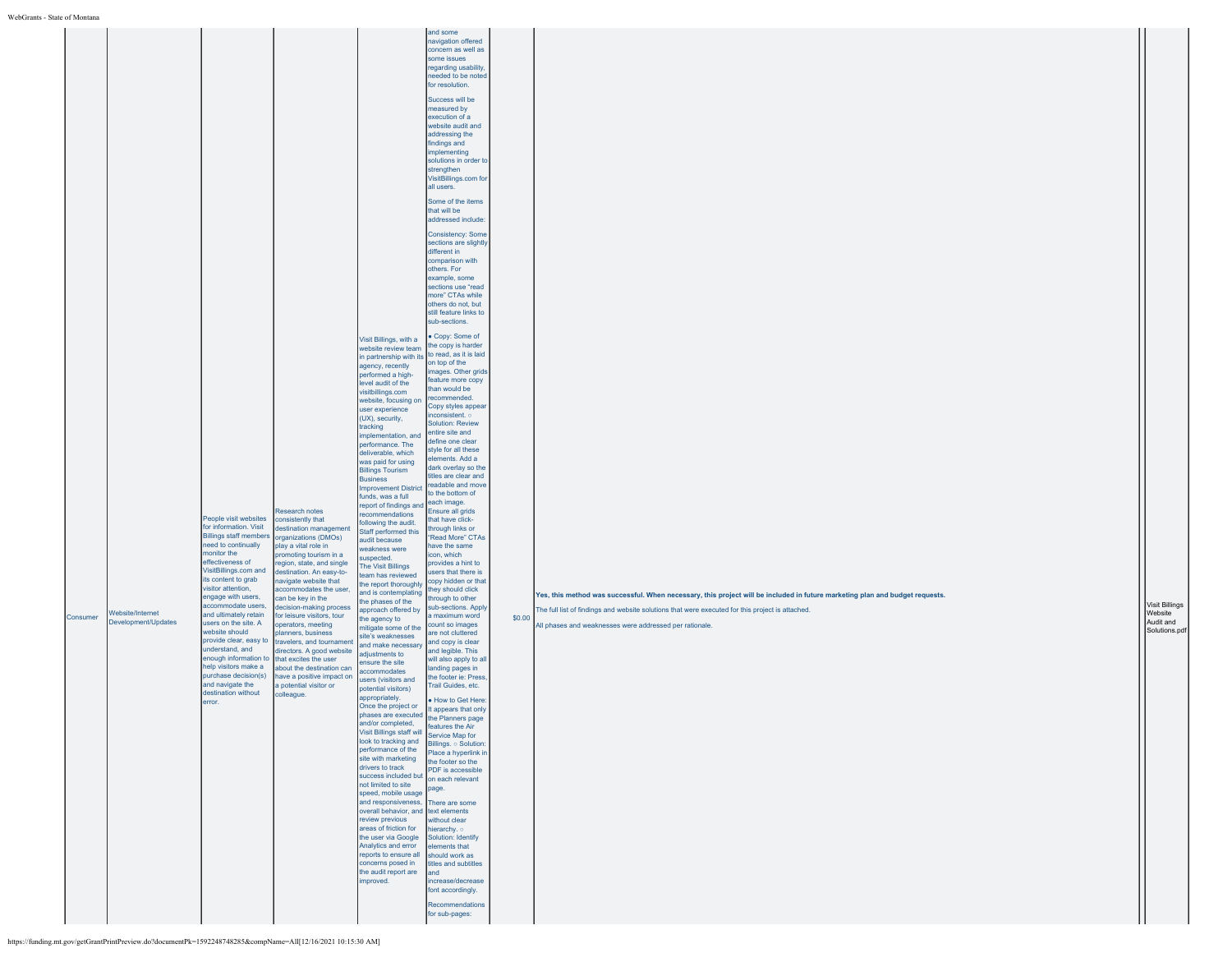| | | | | | | | | |
|---|---|---|---|---|---|---|---|---|
| Consumer | Website/Internet Development/Updates | People visit websites for information. Visit Billings staff members need to continually monitor the effectiveness of VisitBillings.com and its content to grab visitor attention, engage with users, accommodate users, and ultimately retain users on the site. A website should provide clear, easy to understand, and enough information to help visitors make a purchase decision(s) and navigate the destination without error. | Research notes consistently that destination management organizations (DMOs) play a vital role in promoting tourism in a region, state, and single destination. An easy-to-navigate website that accommodates the user, can be key in the decision-making process for leisure visitors, tour operators, meeting planners, business travelers, and tournament directors. A good website that excites the user about the destination can have a positive impact on a potential visitor or colleague. | Visit Billings, with a website review team in partnership with its agency, recently performed a high-level audit of the visitbillings.com website, focusing on user experience (UX), security, tracking implementation, and performance. The deliverable, which was paid for using Billings Tourism Business Improvement District funds, was a full report of findings and recommendations following the audit. Staff performed this audit because weakness were suspected.<br>The Visit Billings team has reviewed the report thoroughly and is contemplating the phases of the approach offered by the agency to mitigate some of the site's weaknesses and make necessary adjustments to ensure the site accommodates users (visitors and potential visitors) appropriately.<br>Once the project or phases are executed and/or completed, Visit Billings staff will look to tracking and performance of the site with marketing drivers to track success included but not limited to site speed, mobile usage and responsiveness, overall behavior, and review previous areas of friction for the user via Google Analytics and error reports to ensure all concerns posed in the audit report are improved. | and some navigation offered concern as well as some issues regarding usability, needed to be noted for resolution.<br><br>Success will be measured by execution of a website audit and addressing the findings and implementing solutions in order to strengthen VisitBillings.com for all users.<br><br>Some of the items that will be addressed include:<br><br>Consistency: Some sections are slightly different in comparison with others. For example, some sections use "read more" CTAs while others do not, but still feature links to sub-sections.<br><br>• Copy: Some of the copy is harder to read, as it is laid on top of the images. Other grids feature more copy than would be recommended. Copy styles appear inconsistent. ○ Solution: Review entire site and define one clear style for all these elements. Add a dark overlay so the titles are clear and readable and move to the bottom of each image. Ensure all grids that have click-through links or "Read More" CTAs have the same icon, which provides a hint to users that there is copy hidden or that they should click through to other sub-sections. Apply a maximum word count so images are not cluttered and copy is clear and legible. This will also apply to all landing pages in the footer ie: Press, Trail Guides, etc.<br><br>• How to Get Here: It appears that only the Planners page features the Air Service Map for Billings. ○ Solution: Place a hyperlink in the footer so the PDF is accessible on each relevant page.<br><br>There are some text elements without clear hierarchy. ○ Solution: Identify elements that should work as titles and subtitles and increase/decrease font accordingly.<br><br>Recommendations for sub-pages: | $0.00 | **Yes, this method was successful. When necessary, this project will be included in future marketing plan and budget requests.**<br><br>The full list of findings and website solutions that were executed for this project is attached.<br><br>All phases and weaknesses were addressed per rationale. | Visit Billings Website Audit and Solutions.pdf |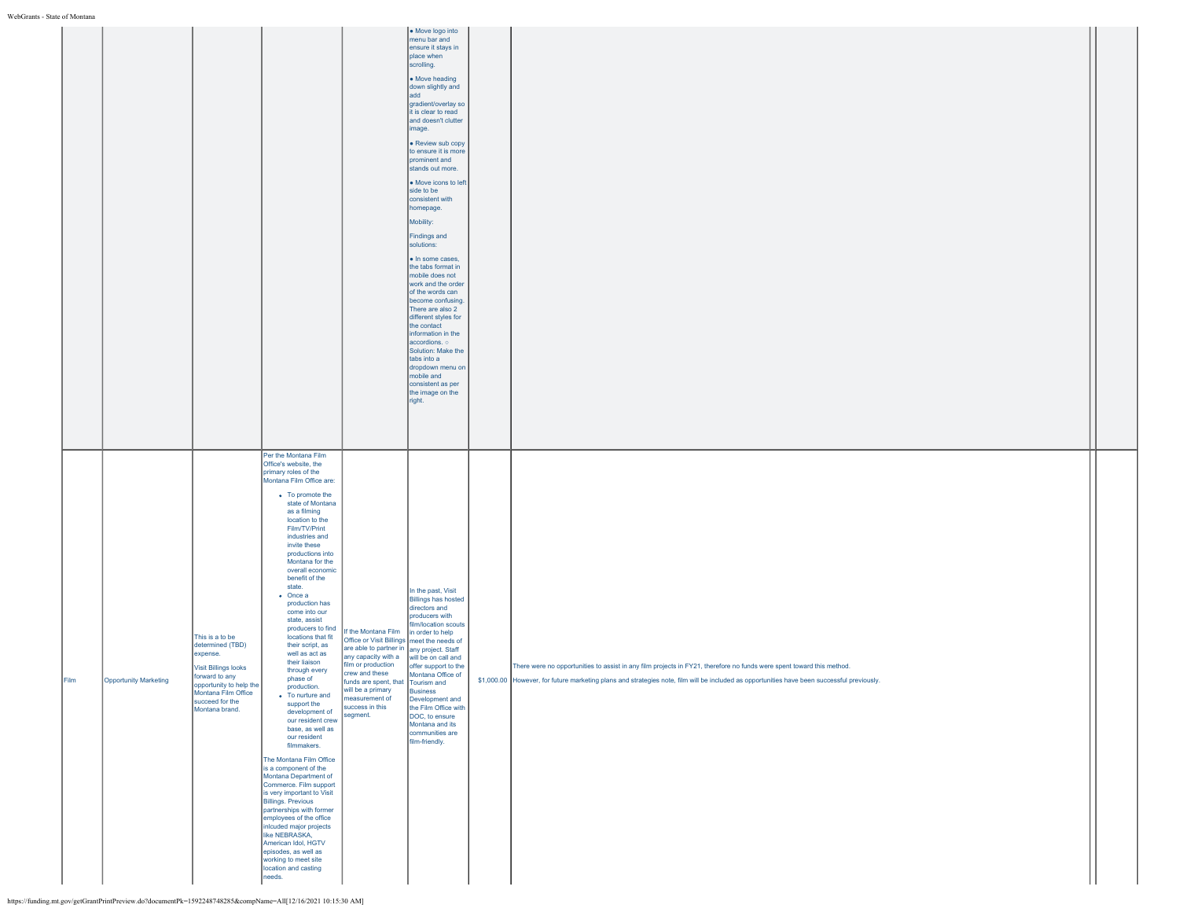| | | | | | | | | | |
|---|---|---|---|---|---|---|---|---|---|
| | | | | | • Move logo into menu bar and ensure it stays in place when scrolling.<br><br>• Move heading down slightly and add gradient/overlay so it is clear to read and doesn't clutter image.<br><br>• Review sub copy to ensure it is more prominent and stands out more.<br><br>• Move icons to left side to be consistent with homepage.<br><br>Mobility:<br><br>Findings and solutions:<br><br>• In some cases, the tabs format in mobile does not work and the order of the words can become confusing. There are also 2 different styles for the contact information in the accordions. ○ Solution: Make the tabs into a dropdown menu on mobile and consistent as per the image on the right. | | | | |
| Film | Opportunity Marketing | This is a to be determined (TBD) expense.<br><br>Visit Billings looks forward to any opportunity to help the Montana Film Office succeed for the Montana brand. | Per the Montana Film Office's website, the primary roles of the Montana Film Office are:<br><br>• To promote the state of Montana as a filming location to the Film/TV/Print industries and invite these productions into Montana for the overall economic benefit of the state.<br>• Once a production has come into our state, assist producers to find locations that fit their script, as well as act as their liaison through every phase of production.<br>• To nurture and support the development of our resident crew base, as well as our resident filmmakers.<br><br>The Montana Film Office is a component of the Montana Department of Commerce. Film support is very important to Visit Billings. Previous partnerships with former employees of the office inlcuded major projects like NEBRASKA, American Idol, HGTV episodes, as well as working to meet site location and casting needs. | If the Montana Film Office or Visit Billings are able to partner in any capacity with a film or production crew and these funds are spent, that will be a primary measurement of success in this segment. | In the past, Visit Billings has hosted directors and producers with film/location scouts in order to help meet the needs of any project. Staff will be on call and offer support to the Montana Office of Tourism and Business Development and the Film Office with DOC, to ensure Montana and its communities are film-friendly. | $1,000.00 | There were no opportunities to assist in any film projects in FY21, therefore no funds were spent toward this method.<br><br>However, for future marketing plans and strategies note, film will be included as opportunities have been successful previously. | | |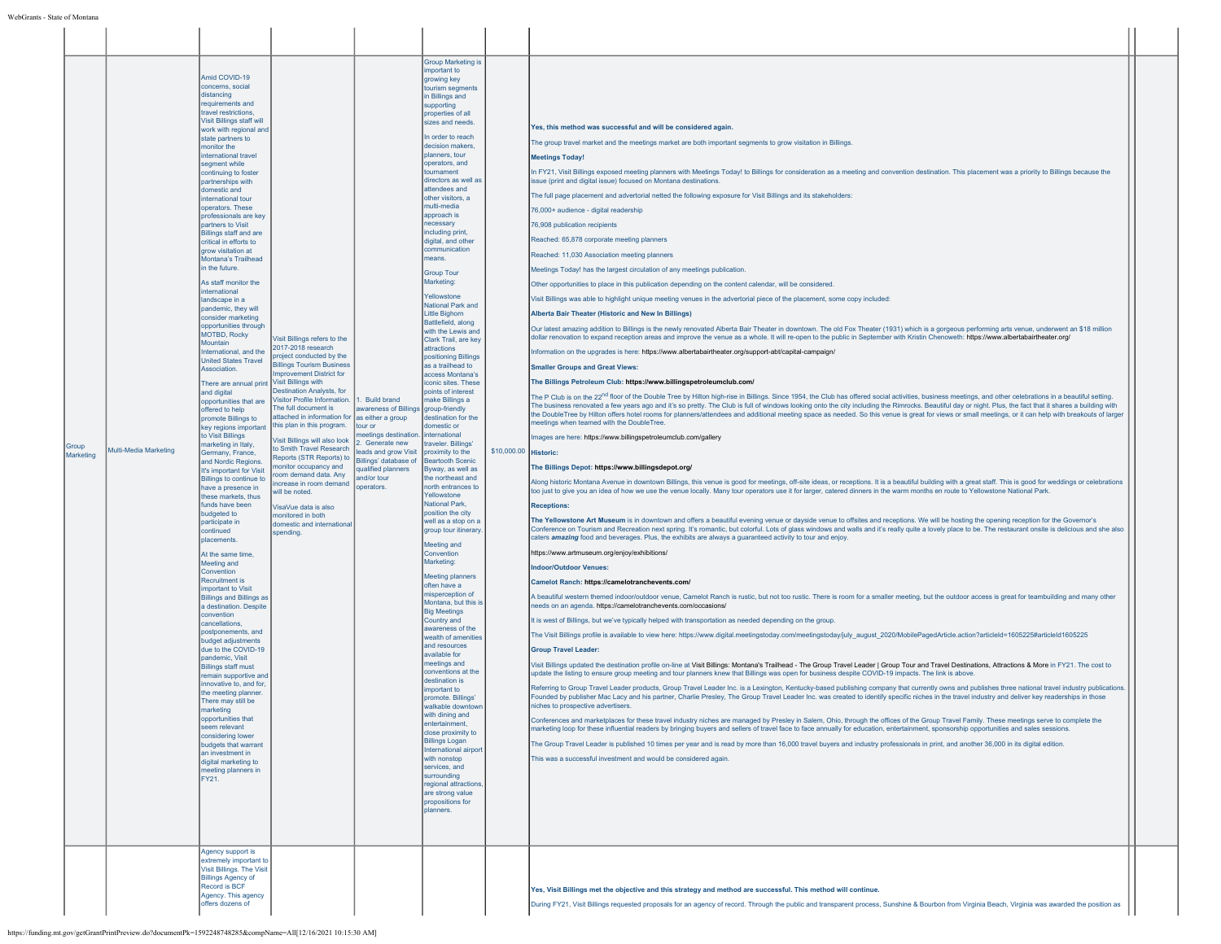| | | | | | | | | | |
|---|---|---|---|---|---|---|---|---|---|
| Group Marketing | Multi-Media Marketing | Amid COVID-19 concerns, social distancing requirements and travel restrictions, Visit Billings staff will work with regional and state partners to monitor the international travel segment while continuing to foster partnerships with domestic and international tour operators. These professionals are key partners to Visit Billings staff and are critical in efforts to grow visitation at Montana's Trailhead in the future.<br><br>As staff monitor the international landscape in a pandemic, they will consider marketing opportunities through MOTBD, Rocky Mountain International, and the United States Travel Association.<br><br>There are annual print and digital opportunities that are offered to help promote Billings to key regions important to Visit Billings marketing in Italy, Germany, France, and Nordic Regions. It's important for Visit Billings to continue to have a presence in these markets, thus funds have been budgeted to participate in continued placements.<br><br>At the same time, Meeting and Convention Recruitment is important to Visit Billings and Billings as a destination. Despite convention cancellations, postponements, and budget adjustments due to the COVID-19 pandemic, Visit Billings staff must remain supportive and innovative to, and for, the meeting planner. There may still be marketing opportunities that seem relevant considering lower budgets that warrant an investment in digital marketing to meeting planners in FY21. | Visit Billings refers to the 2017-2018 research project conducted by the Billings Tourism Business Improvement District for Visit Billings with Destination Analysts, for Visitor Profile Information. The full document is attached in information for this plan in this program.<br><br>Visit Billings will also look to Smith Travel Research Reports (STR Reports) to monitor occupancy and room demand data. Any increase in room demand will be noted.<br><br>VisaVue data is also monitored in both domestic and international spending. | 1. Build brand awareness of Billings as either a group tour or meetings destination.<br>2. Generate new leads and grow Visit Billings' database of qualified planners and/or tour operators. | Group Marketing is important to growing key tourism segments in Billings and supporting properties of all sizes and needs.<br><br>In order to reach decision makers, planners, tour operators, and tournament directors as well as attendees and other visitors, a multi-media approach is necessary including print, digital, and other communication means.<br><br>Group Tour Marketing:<br><br>Yellowstone National Park and Little Bighorn Battlefield, along with the Lewis and Clark Trail, are key attractions positioning Billings as a trailhead to access Montana's iconic sites. These points of interest make Billings a group-friendly destination for the domestic or international traveler. Billings' proximity to the Beartooth Scenic Byway, as well as the northeast and north entrances to Yellowstone National Park, position the city well as a stop on a group tour itinerary.<br><br>Meeting and Convention Marketing:<br><br>Meeting planners often have a misperception of Montana, but this is Big Meetings Country and awareness of the wealth of amenities and resources available for meetings and conventions at the destination is important to promote. Billings' walkable downtown with dining and entertainment, close proximity to Billings Logan International airport with nonstop services, and surrounding regional attractions, are strong value propositions for planners. | $10,000.00 | **Yes, this method was successful and will be considered again.**<br><br>The group travel market and the meetings market are both important segments to grow visitation in Billings.<br><br>**Meetings Today!**<br><br>In FY21, Visit Billings exposed meeting planners with Meetings Today! to Billings for consideration as a meeting and convention destination. This placement was a priority to Billings because the issue (print and digital issue) focused on Montana destinations.<br><br>The full page placement and advertorial netted the following exposure for Visit Billings and its stakeholders:<br><br>76,000+ audience - digital readership<br><br>76,908 publication recipients<br><br>Reached: 65,878 corporate meeting planners<br><br>Reached: 11,030 Association meeting planners<br><br>Meetings Today! has the largest circulation of any meetings publication.<br><br>Other opportunities to place in this publication depending on the content calendar, will be considered.<br><br>Visit Billings was able to highlight unique meeting venues in the advertorial piece of the placement, some copy included:<br><br>**Alberta Bair Theater (Historic and New In Billings)**<br><br>Our latest amazing addition to Billings is the newly renovated Alberta Bair Theater in downtown. The old Fox Theater (1931) which is a gorgeous performing arts venue, underwent an $18 million dollar renovation to expand reception areas and improve the venue as a whole. It will re-open to the public in September with Kristin Chenoweth: https://www.albertabairtheater.org/<br><br>Information on the upgrades is here: https://www.albertabairtheater.org/support-abt/capital-campaign/<br><br>**Smaller Groups and Great Views:**<br><br>**The Billings Petroleum Club: https://www.billingspetroleumclub.com/**<br><br>The P Club is on the 22nd floor of the Double Tree by Hilton high-rise in Billings. Since 1954, the Club has offered social activities, business meetings, and other celebrations in a beautiful setting. The business renovated a few years ago and it's so pretty. The Club is full of windows looking onto the city including the Rimrocks. Beautiful day or night. Plus, the fact that it shares a building with the DoubleTree by Hilton offers hotel rooms for planners/attendees and additional meeting space as needed. So this venue is great for views or small meetings, or it can help with breakouts of larger meetings when teamed with the DoubleTree.<br><br>Images are here: https://www.billingspetroleumclub.com/gallery<br><br>**Historic:**<br><br>**The Billings Depot: https://www.billingsdepot.org/**<br><br>Along historic Montana Avenue in downtown Billings, this venue is good for meetings, off-site ideas, or receptions. It is a beautiful building with a great staff. This is good for weddings or celebrations too just to give you an idea of how we use the venue locally. Many tour operators use it for larger, catered dinners in the warm months en route to Yellowstone National Park.<br><br>**Receptions:**<br><br>**The Yellowstone Art Museum** is in downtown and offers a beautiful evening venue or dayside venue to offsites and receptions. We will be hosting the opening reception for the Governor's Conference on Tourism and Recreation next spring. It's romantic, but colorful. Lots of glass windows and walls and it's really quite a lovely place to be. The restaurant onsite is delicious and she also caters ***amazing*** food and beverages. Plus, the exhibits are always a guaranteed activity to tour and enjoy.<br><br>https://www.artmuseum.org/enjoy/exhibitions/<br><br>**Indoor/Outdoor Venues:**<br><br>**Camelot Ranch: https://camelotranchevents.com/**<br><br>A beautiful western themed indoor/outdoor venue, Camelot Ranch is rustic, but not too rustic. There is room for a smaller meeting, but the outdoor access is great for teambuilding and many other needs on an agenda. https://camelotranchevents.com/occasions/<br><br>It is west of Billings, but we've typically helped with transportation as needed depending on the group.<br><br>The Visit Billings profile is available to view here: https://www.digital.meetingstoday.com/meetingstoday/july_august_2020/MobilePagedArticle.action?articleId=1605225#articleId1605225<br><br>**Group Travel Leader:**<br><br>Visit Billings updated the destination profile on-line at Visit Billings: Montana's Trailhead - The Group Travel Leader \| Group Tour and Travel Destinations, Attractions & More in FY21. The cost to update the listing to ensure group meeting and tour planners knew that Billings was open for business despite COVID-19 impacts. The link is above.<br><br>Referring to Group Travel Leader products, Group Travel Leader Inc. is a Lexington, Kentucky-based publishing company that currently owns and publishes three national travel industry publications. Founded by publisher Mac Lacy and his partner, Charlie Presley, The Group Travel Leader Inc. was created to identify specific niches in the travel industry and deliver key readerships in those niches to prospective advertisers.<br><br>Conferences and marketplaces for these travel industry niches are managed by Presley in Salem, Ohio, through the offices of the Group Travel Family. These meetings serve to complete the marketing loop for these influential readers by bringing buyers and sellers of travel face to face annually for education, entertainment, sponsorship opportunities and sales sessions.<br><br>The Group Travel Leader is published 10 times per year and is read by more than 16,000 travel buyers and industry professionals in print, and another 36,000 in its digital edition.<br><br>This was a successful investment and would be considered again. | |
| | | Agency support is extremely important to Visit Billings. The Visit Billings Agency of Record is BCF Agency. This agency offers dozens of | | | | | **Yes, Visit Billings met the objective and this strategy and method are successful. This method will continue.**<br><br>During FY21, Visit Billings requested proposals for an agency of record. Through the public and transparent process, Sunshine & Bourbon from Virginia Beach, Virginia was awarded the position as | |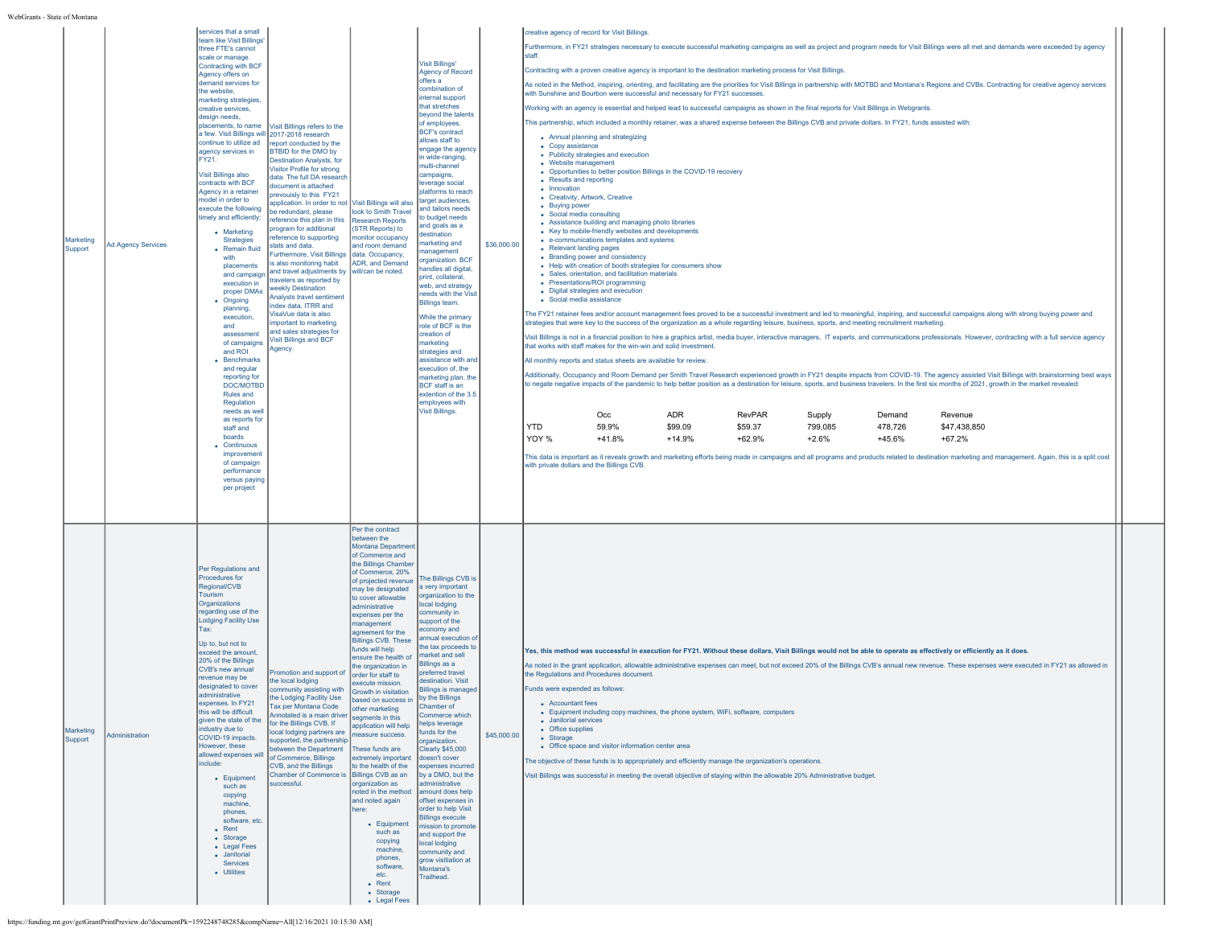| | | | | | | | | | |
|---|---|---|---|---|---|---|---|---|---|
| Marketing Support | Ad Agency Services | services that a small team like Visit Billings' three FTE's cannot scale or manage. Contracting with BCF Agency offers on demand services for the website, marketing strategies, creative services, design needs, placements, to name a few. Visit Billings will continue to utilize ad agency services in FY21.<br><br>Visit Billings also contracts with BCF Agency in a retainer model in order to execute the following timely and efficiently:<br><br>• Marketing Strategies<br>• Remain fluid with placements and campaign execution in proper DMAs<br>• Ongoing planning, execution, and assessment of campaigns and ROI<br>• Benchmarks and regular reporting for DOC/MOTBD Rules and Regulation needs as well as reports for staff and boards<br>• Continuous improvement of campaign performance versus paying per project | Visit Billings refers to the 2017-2018 research report conducted by the BTBID for the DMO by Destination Analysts, for Visitor Profile for strong data. The full DA research document is attached prevously to this FY21 application. In order to not be redundant, please reference this plan in this program for additional reference to supporting stats and data. Furthermore, Visit Billings is also monitoring habit and travel adjustments by travelers as reported by weekly Destination Analysts travel sentiment index data. ITRR and VisaVue data is also important to marketing and sales strategies for Visit Billings and BCF Agency. | Visit Billings will also look to Smith Travel Research Reports (STR Reports) to monitor occupancy and room demand data. Occupancy, ADR, and Demand will/can be noted. | Visit Billings' Agency of Record offers a combination of internal support that stretches beyond the talents of employees. BCF's contract allows staff to engage the agency in wide-ranging, multi-channel campaigns, leverage social platforms to reach target audiences, and tailors needs to budget needs and goals as a destination marketing and management organization. BCF handles all digital, print, collateral, web, and strategy needs with the Visit Billings team.<br><br>While the primary role of BCF is the creation of marketing strategies and assistance with and execution of, the marketing plan, the BCF staff is an extention of the 3.5 employees with Visit Billings. | $36,000.00 | creative agency of record for Visit Billings.<br><br>Furthermore, in FY21 strategies necessary to execute successful marketing campaigns as well as project and program needs for Visit Billings were all met and demands were exceeded by agency staff.<br><br>Contracting with a proven creative agency is important to the destination marketing process for Visit Billings.<br><br>As noted in the Method, inspiring, orienting, and facilitating are the priorities for Visit Billings in partnership with MOTBD and Montana's Regions and CVBs. Contracting for creative agency services with Sunshine and Bourbon were successful and necessary for FY21 successes.<br><br>Working with an agency is essential and helped lead to successful campaigns as shown in the final reports for Visit Billings in Webgrants.<br><br>This partnership, which included a monthly retainer, was a shared expense between the Billings CVB and private dollars. In FY21, funds assisted with:<br><br>• Annual planning and strategizing<br>• Copy assistance<br>• Publicity strategies and execution<br>• Website management<br>• Opportunities to better position Billings in the COVID-19 recovery<br>• Results and reporting<br>• Innovation<br>• Creativity, Artwork, Creative<br>• Buying power<br>• Social media consulting<br>• Assistance building and managing photo libraries<br>• Key to mobile-friendly websites and developments<br>• e-communications templates and systems<br>• Relevant landing pages<br>• Branding power and consistency<br>• Help with creation of booth strategies for consumers show<br>• Sales, orientation, and facilitation materials<br>• Presentations/ROI programming<br>• Digital strategies and execution<br>• Social media assistance<br><br>The FY21 retainer fees and/or account management fees proved to be a successful investment and led to meaningful, inspiring, and successful campaigns along with strong buying power and strategies that were key to the success of the organization as a whole regarding leisure, business, sports, and meeting recruitment marketing.<br><br>Visit Billings is not in a financial position to hire a graphics artist, media buyer, interactive managers, IT experts, and communications professionals. However, contracting with a full service agency that works with staff makes for the win-win and solid investment.<br><br>All monthly reports and status sheets are available for review.<br><br>Additionally, Occupancy and Room Demand per Smith Travel Research experienced growth in FY21 despite impacts from COVID-19. The agency assisted Visit Billings with brainstorming best ways to negate negative impacts of the pandemic to help better position as a destination for leisure, sports, and business travelers. In the first six months of 2021, growth in the market revealed:<br><br>(  ) Occ / ADR / RevPAR / Supply / Demand / Revenue<br>YTD: 59.9% / $99.09 / $59.37 / 799,085 / 478,726 / $47,438,850<br>YOY %: +41.8% / +14.9% / +62.9% / +2.6% / +45.6% / +67.2%<br><br>This data is important as it reveals growth and marketing efforts being made in campaigns and all programs and products related to destination marketing and management. Again, this is a split cost with private dollars and the Billings CVB. | | |
| Marketing Support | Administration | Per Regulations and Procedures for Regional/CVB Tourism Organizations regarding use of the Lodging Facility Use Tax:<br><br>Up to, but not to exceed the amount, 20% of the Billings CVB's new annual revenue may be designated to cover administrative expenses. In FY21 this will be difficult given the state of the industry due to COVID-19 impacts. However, these allowed expenses will include:<br><br>• Equipment such as copying machine, phones, software, etc.<br>• Rent<br>• Storage<br>• Legal Fees<br>• Janitorial Services<br>• Utilities | Promotion and support of the local lodging community assisting with the Lodging Facility Use Tax per Montana Code Annotated is a main driver for the Billings CVB. If local lodging partners are supported, the partnership between the Department of Commerce, Billings CVB, and the Billings Chamber of Commerce is successful. | Per the contract between the Montana Department of Commerce and the Billings Chamber of Commerce, 20% of projected revenue may be designated to cover allowable administrative expenses per the management agreement for the Billings CVB. These funds will help ensure the health of the organization in order for staff to execute mission. Growth in visitation based on success in other marketing segments in this application will help measure success.<br><br>These funds are extremely important to the health of the Billings CVB as an organization as noted in the method and noted again here:<br><br>• Equipment such as copying machine, phones, software, etc.<br>• Rent<br>• Storage<br>• Legal Fees | The Billings CVB is a very important organization to the local lodging community in support of the economy and annual execution of the tax proceeds to market and sell Billings as a preferred travel destination. Visit Billings is managed by the Billings Chamber of Commerce which helps leverage funds for the organization. Clearly $45,000 doesn't cover expenses incurred by a DMO, but the administrative amount does help offset expenses in order to help Visit Billings execute mission to promote and support the local lodging community and grow visitiation at Montana's Trailhead. | $45,000.00 | **Yes, this method was successful in execution for FY21. Without these dollars, Visit Billings would not be able to operate as effectively or efficiently as it does.**<br><br>As noted in the grant application, allowable administrative expenses can meet, but not exceed 20% of the Billings CVB's annual new revenue. These expenses were executed in FY21 as allowed in the Regulations and Procedures document.<br><br>Funds were expended as follows:<br><br>• Accountant fees<br>• Equipment including copy machines, the phone system, WiFi, software, computers<br>• Janitorial services<br>• Office supplies<br>• Storage<br>• Office space and visitor information center area<br><br>The objective of these funds is to appropriately and efficiently manage the organization's operations.<br><br>Visit Billings was successful in meeting the overall objective of staying within the allowable 20% Administrative budget. | | |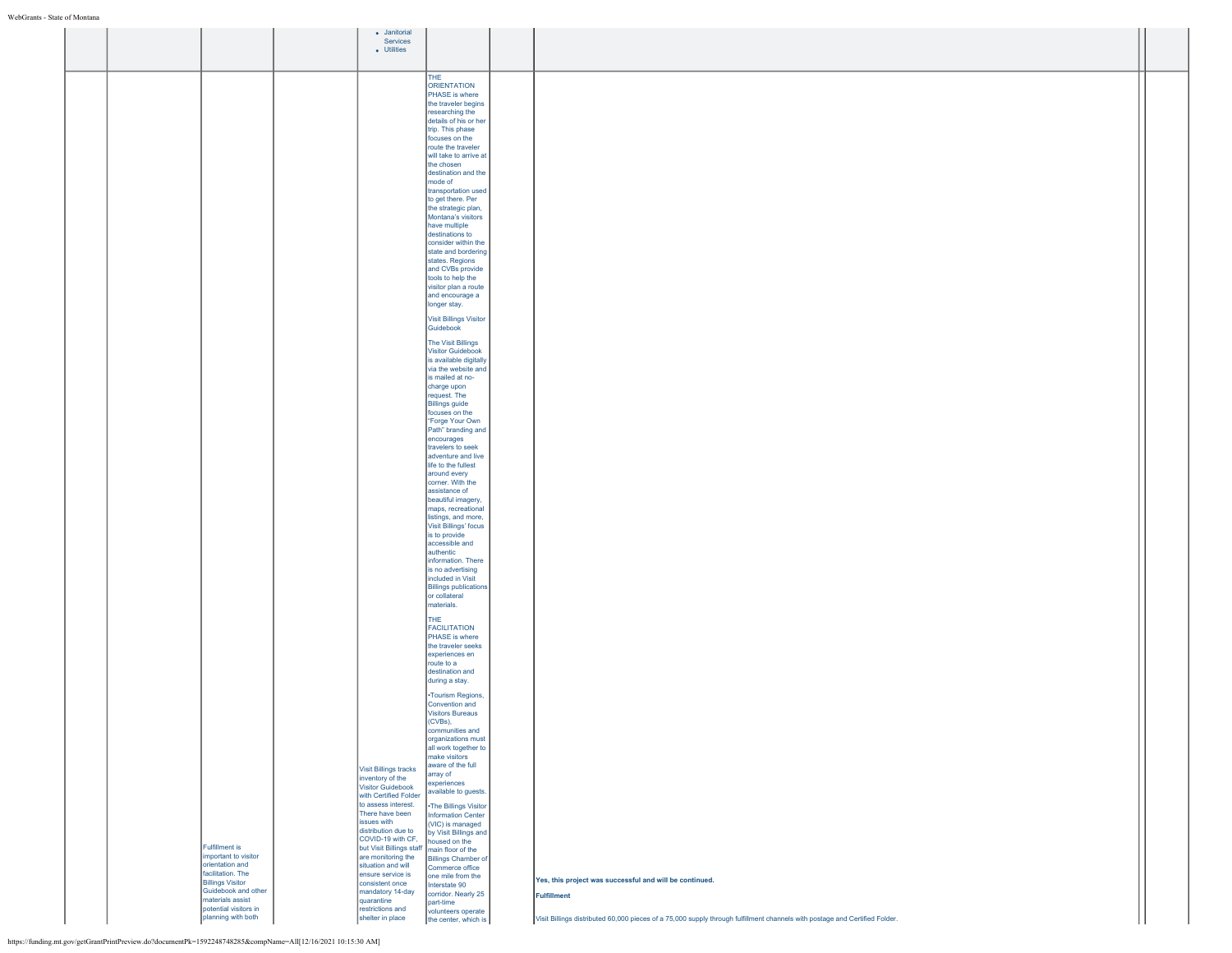| | | | | | | | | |
|---|---|---|---|---|---|---|---|---|
| | | | | • Janitorial Services<br>• Utilities | | | | |
| | | Fulfillment is important to visitor orientation and facilitation. The Billings Visitor Guidebook and other materials assist potential visitors in planning with both | | Visit Billings tracks inventory of the Visitor Guidebook with Certified Folder to assess interest. There have been issues with distribution due to COVID-19 with CF, but Visit Billings staff are monitoring the situation and will ensure service is consistent once mandatory 14-day quarantine restrictions and shelter in place | THE ORIENTATION PHASE is where the traveler begins researching the details of his or her trip. This phase focuses on the route the traveler will take to arrive at the chosen destination and the mode of transportation used to get there. Per the strategic plan, Montana's visitors have multiple destinations to consider within the state and bordering states. Regions and CVBs provide tools to help the visitor plan a route and encourage a longer stay.<br><br>Visit Billings Visitor Guidebook<br><br>The Visit Billings Visitor Guidebook is available digitally via the website and is mailed at no-charge upon request. The Billings guide focuses on the "Forge Your Own Path" branding and encourages travelers to seek adventure and live life to the fullest around every corner. With the assistance of beautiful imagery, maps, recreational listings, and more, Visit Billings' focus is to provide accessible and authentic information. There is no advertising included in Visit Billings publications or collateral materials.<br><br>THE FACILITATION PHASE is where the traveler seeks experiences en route to a destination and during a stay.<br><br>•Tourism Regions, Convention and Visitors Bureaus (CVBs), communities and organizations must all work together to make visitors aware of the full array of experiences available to guests.<br><br>•The Billings Visitor Information Center (VIC) is managed by Visit Billings and housed on the main floor of the Billings Chamber of Commerce office one mile from the Interstate 90 corridor. Nearly 25 part-time volunteers operate the center, which is | | **Yes, this project was successful and will be continued.**<br><br>**Fulfillment**<br><br>Visit Billings distributed 60,000 pieces of a 75,000 supply through fulfillment channels with postage and Certified Folder. | |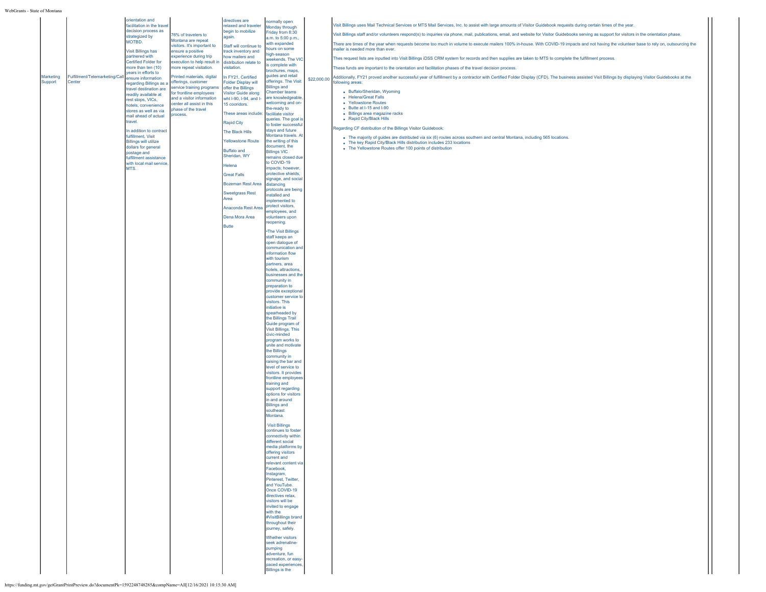| | | | | | | | | | |
|---|---|---|---|---|---|---|---|---|---|
| Marketing Support | Fulfillment/Telemarketing/Call Center | orientation and facilitation in the travel decision process as strategized by MOTBD.<br><br>Visit Billings has partnered with Certified Folder for more than ten (10) years in efforts to ensure information regarding Billings as a travel destination are readily available at rest stops, VICs, hotels, convenience stores as well as via mail ahead of actual travel.<br><br>In addition to contract fulfillment, Visit Billings will utilize dollars for general postage and fulfillment assistance with local mail service, MTS. | 76% of travelers to Montana are repeat visitors. It's important to ensure a positive experience during trip execution to help result in more repeat visitation.<br><br>Printed materials, digital offerings, customer service training programs for frontline employees and a visitor information center all assist in this phase of the travel process. | directives are relaxed and traveler begin to mobilize again.<br><br>Staff will continue to track inventory and how mailers and distribution relate to visitation.<br><br>In FY21, Certified Folder Display will offer the Billings Visitor Guide along wht I-90, I-94, and I-15 cooridors.<br><br>These areas include:<br><br>Rapid City<br><br>The Black Hills<br><br>Yellowstone Route<br><br>Buffalo and Sheridan, WY<br><br>Helena<br><br>Great Falls<br><br>Bozeman Rest Area<br><br>Sweetgrass Rest Area<br><br>Anaconda Rest Area<br><br>Dena Mora Area<br><br>Butte | normally open Monday through Friday from 8:30 a.m. to 5:00 p.m., with expanded hours on some high-season weekends. The VIC is complete with brochures, maps, guides and retail offerings. The Visit Billings and Chamber teams are knowledgeable, welcoming and on-the-ready to facilitate visitor queries. The goal is to foster successful stays and future Montana travels. At the writing of this document, the Billings VIC remains closed due to COVID-19 impacts; however, protective shields, signage, and social distancing protocols are being installed and implemented to protect visitors, employees, and volunteers upon reopening.<br><br>•The Visit Billings staff keeps an open dialogue of communication and information flow with tourism partners, area hotels, attractions, businesses and the community in preparation to provide exceptional customer service to visitors. This initiative is spearheaded by the Billings Trail Guide program of Visit Billings. This civic-minded program works to unite and motivate the Billings community in raising the bar and level of service to visitors. It provides frontline employees training and support regarding options for visitors in and around Billings and southeast Montana.<br><br>·Visit Billings continues to foster connectivity within different social media platforms by offering visitors current and relevant content via Facebook, Instagram, Pinterest, Twitter, and YouTube. Once COVID-19 directives relax, visitors will be invited to engage with the #VisitBillings brand throughout their journey, safely.<br><br>Whether visitors seek adrenaline-pumping adventure, fun recreation, or easy-paced experiences, Billings is the | $22,000.00 | Visit Billings uses Mail Technical Services or MTS Mail Services, Inc. to assist with large amounts of Visitor Guidebook requests during certain times of the year.<br><br>Visit Billings staff and/or volunteers respond(s) to inquiries via phone, mail, publications, email, and website for Visitor Guidebooks serving as support for visitors in the orientation phase.<br><br>There are times of the year when requests become too much in volume to execute mailers 100% in-house. With COVID-19 impacts and not having the volunteer base to rely on, outsourcing the mailer is needed more than ever.<br><br>Thes request lists are inputted into Visit Billings iDSS CRM system for records and then supplies are taken to MTS to complete the fulfillment process.<br><br>These funds are important to the orientation and facilitation phases of the travel decision process.<br><br>Additionally, FY21 proved another successful year of fulfillment by a contractor with Certified Folder Display (CFD). The business assisted Visit Billings by displaying Visitor Guidebooks at the following areas:<br><br>• Buffalo/Sheridan, Wyoming<br>• Helena/Great Falls<br>• Yellowstone Routes<br>• Butte at I-15 and I-90<br>• Billings area magazine racks<br>• Rapid City/Black Hills<br><br>Regarding CF distribution of the Billings Visitor Guidebook:<br><br>• The majority of guides are distributed via six (6) routes across southern and central Montana, including 565 locations.<br>• The key Rapid City/Black Hills distribution includes 233 locations<br>• The Yellowstone Routes offer 100 points of distribution | | |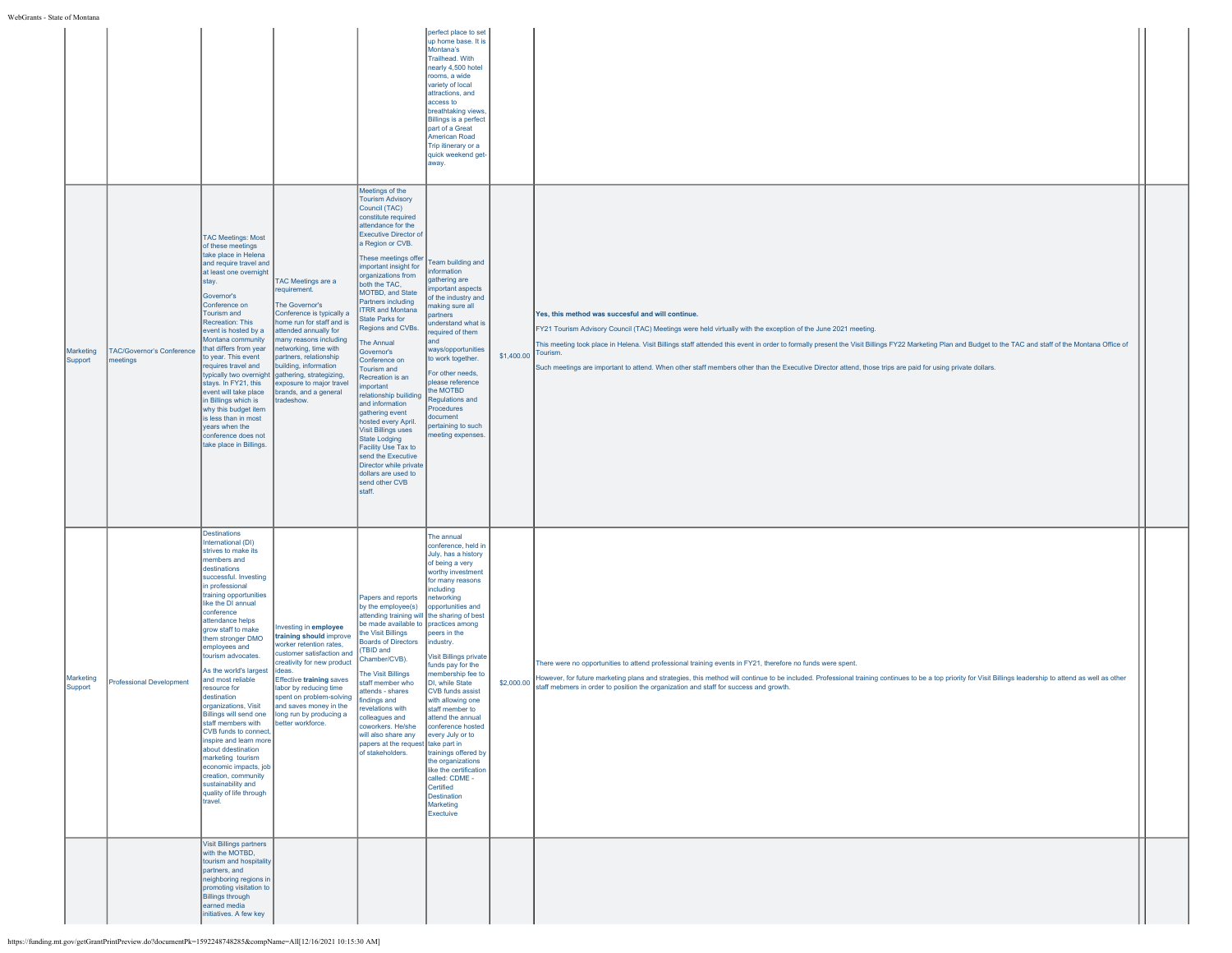| | | | | | | | | | |
|---|---|---|---|---|---|---|---|---|---|
| | | | | | perfect place to set up home base. It is Montana's Trailhead. With nearly 4,500 hotel rooms, a wide variety of local attractions, and access to breathtaking views, Billings is a perfect part of a Great American Road Trip itinerary or a quick weekend get-away. | | | | |
| Marketing Support | TAC/Governor's Conference meetings | TAC Meetings: Most of these meetings take place in Helena and require travel and at least one overnight stay.<br><br>Governor's Conference on Tourism and Recreation: This event is hosted by a Montana community that differs from year to year. This event requires travel and typically two overnight stays. In FY21, this event will take place in Billings which is why this budget item is less than in most years when the conference does not take place in Billings. | TAC Meetings are a requirement.<br><br>The Governor's Conference is typically a home run for staff and is attended annually for many reasons including networking, time with partners, relationship building, information gathering, strategizing, exposure to major travel brands, and a general tradeshow. | Meetings of the Tourism Advisory Council (TAC) constitute required attendance for the Executive Director of a Region or CVB.<br><br>These meetings offer important insight for organizations from both the TAC, MOTBD, and State Partners including ITRR and Montana State Parks for Regions and CVBs.<br><br>The Annual Governor's Conference on Tourism and Recreation is an important relationship building and information gathering event hosted every April. Visit Billings uses State Lodging Facility Use Tax to send the Executive Director while private dollars are used to send other CVB staff. | Team building and information gathering are important aspects of the industry and making sure all partners understand what is required of them and ways/opportunities to work together.<br><br>For other needs, please reference the MOTBD Regulations and Procedures document pertaining to such meeting expenses. | $1,400.00 | **Yes, this method was succesful and will continue.**<br><br>FY21 Tourism Advisory Council (TAC) Meetings were held virtually with the exception of the June 2021 meeting.<br><br>This meeting took place in Helena. Visit Billings staff attended this event in order to formally present the Visit Billings FY22 Marketing Plan and Budget to the TAC and staff of the Montana Office of Tourism.<br><br>Such meetings are important to attend. When other staff members other than the Executive Director attend, those trips are paid for using private dollars. | | |
| Marketing Support | Professional Development | Destinations International (DI) strives to make its members and destinations successful. Investing in professional training opportunities like the DI annual conference attendance helps grow staff to make them stronger DMO employees and tourism advocates.<br><br>As the world's largest and most reliable resource for destination organizations, Visit Billings will send one staff members with CVB funds to connect, inspire and learn more about ddestination marketing tourism economic impacts, job creation, community sustainability and quality of life through travel. | Investing in **employee training should** improve worker retention rates, customer satisfaction and creativity for new product ideas.<br>Effective **training** saves labor by reducing time spent on problem-solving and saves money in the long run by producing a better workforce. | Papers and reports by the employee(s) attending training will be made available to the Visit Billings Boards of Directors (TBID and Chamber/CVB).<br><br>The Visit Billings staff member who attends - shares findings and revelations with colleagues and coworkers. He/she will also share any papers at the request of stakeholders. | The annual conference, held in July, has a history of being a very worthy investment for many reasons including networking opportunities and the sharing of best practices among peers in the industry.<br><br>Visit Billings private funds pay for the membership fee to DI, while State CVB funds assist with allowing one staff member to attend the annual conference hosted every July or to take part in trainings offered by the organizations like the certification called: CDME - Certified Destination Marketing Exectuive | $2,000.00 | There were no opportunities to attend professional training events in FY21, therefore no funds were spent.<br><br>However, for future marketing plans and strategies, this method will continue to be included. Professional training continues to be a top priority for Visit Billings leadership to attend as well as other staff mebmers in order to position the organization and staff for success and growth. | | |
| | | Visit Billings partners with the MOTBD, tourism and hospitality partners, and neighboring regions in promoting visitation to Billings through earned media initiatives. A few key | | | | | | | |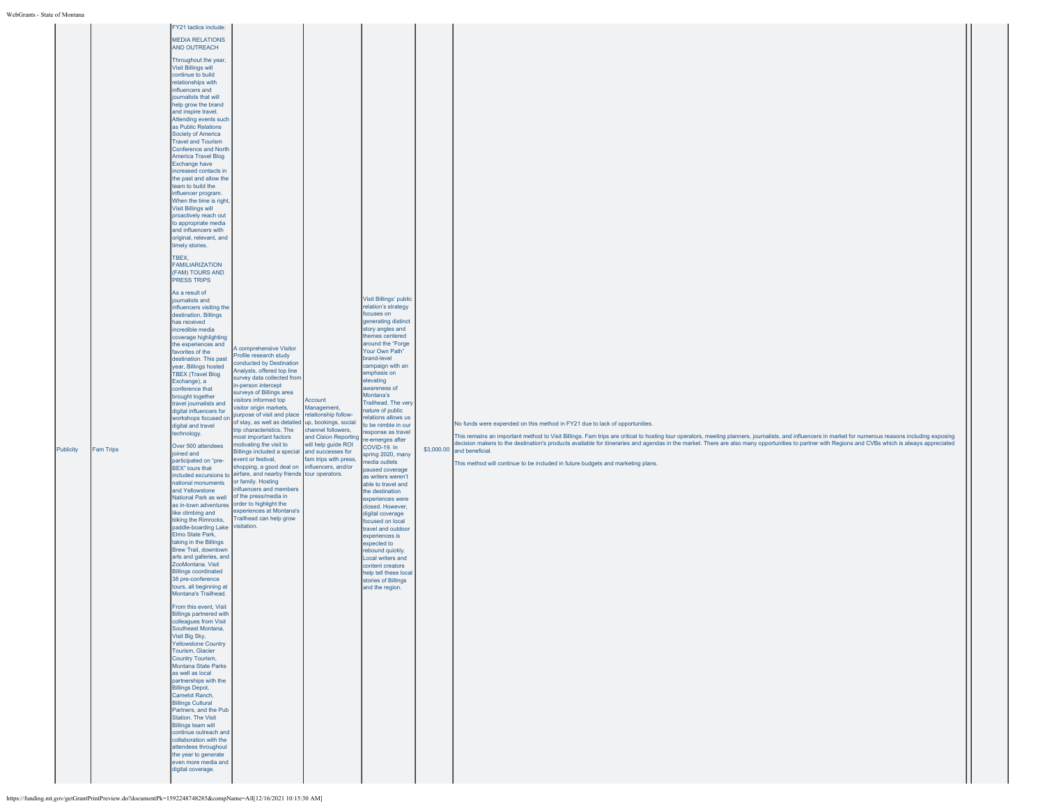| Publicity | Fam Trips | FY21 tactics include:<br><br>MEDIA RELATIONS AND OUTREACH<br><br>Throughout the year, Visit Billings will continue to build relationships with influencers and journalists that will help grow the brand and inspire travel. Attending events such as Public Relations Society of America Travel and Tourism Conference and North America Travel Blog Exchange have increased contacts in the past and allow the team to build the influencer program. When the time is right, Visit Billings will proactively reach out to appropriate media and influencers with original, relevant, and timely stories.<br><br>TBEX, FAMILIARIZATION (FAM) TOURS AND PRESS TRIPS<br><br>As a result of journalists and influencers visiting the destination, Billings has received incredible media coverage highlighting the experiences and favorites of the destination. This past year, Billings hosted TBEX (Travel Blog Exchange), a conference that brought together travel journalists and digital influencers for workshops focused on digital and travel technology.<br><br>Over 500 attendees joined and participated on "pre-BEX" tours that included excursions to national monuments and Yellowstone National Park as well as in-town adventures like climbing and biking the Rimrocks, paddle-boarding Lake Elmo State Park, taking in the Billings Brew Trail, downtown arts and galleries, and ZooMontana. Visit Billings coordinated 38 pre-conference tours, all beginning at Montana's Trailhead.<br><br>From this event, Visit Billings partnered with colleagues from Visit Southeast Montana, Visit Big Sky, Yellowstone Country Tourism, Glacier Country Tourism, Montana State Parks as well as local partnerships with the Billings Depot, Camelot Ranch, Billings Cultural Partners, and the Pub Station. The Visit Billings team will continue outreach and collaboration with the attendees throughout the year to generate even more media and digital coverage. | A comprehensive Visitor Profile research study conducted by Destination Analysts, offered top line survey data collected from in-person intercept surveys of Billings area visitors informed top visitor origin markets, purpose of visit and place of stay, as well as detailed trip characteristics. The most important factors motivating the visit to Billings included a special event or festival, shopping, a good deal on airfare, and nearby friends or family. Hosting influencers and members of the press/media in order to highlight the experiences at Montana's Trailhead can help grow visitation. | Account Management, relationship follow-up, bookings, social channel followers, and Cision Reporting will help guide ROI and successes for fam trips with press, influencers, and/or tour operators. | Visit Billings' public relation's strategy focuses on generating distinct story angles and themes centered around the "Forge Your Own Path" brand-level campaign with an emphasis on elevating awareness of Montana's Trailhead. The very nature of public relations allows us to be nimble in our response as travel re-emerges after COVID-19. In spring 2020, many media outlets paused coverage as writers weren't able to travel and the destination experiences were closed. However, digital coverage focused on local travel and outdoor experiences is expected to rebound quickly. Local writers and content creators help tell these local stories of Billings and the region. | $3,000.00 | No funds were expended on this method in FY21 due to lack of opportunities.<br><br>This remains an important method to Visit Billings. Fam trips are critical to hosting tour operators, meeting planners, journalists, and influencers in market for numerous reasons including exposing decision makers to the destination's products available for itineraries and agendas in the market. There are also many opportunities to partner with Regions and CVBs which is always appreciated and beneficial.<br><br>This method will continue to be included in future budgets and marketing plans. | | |
|---|---|---|---|---|---|---|---|---|---|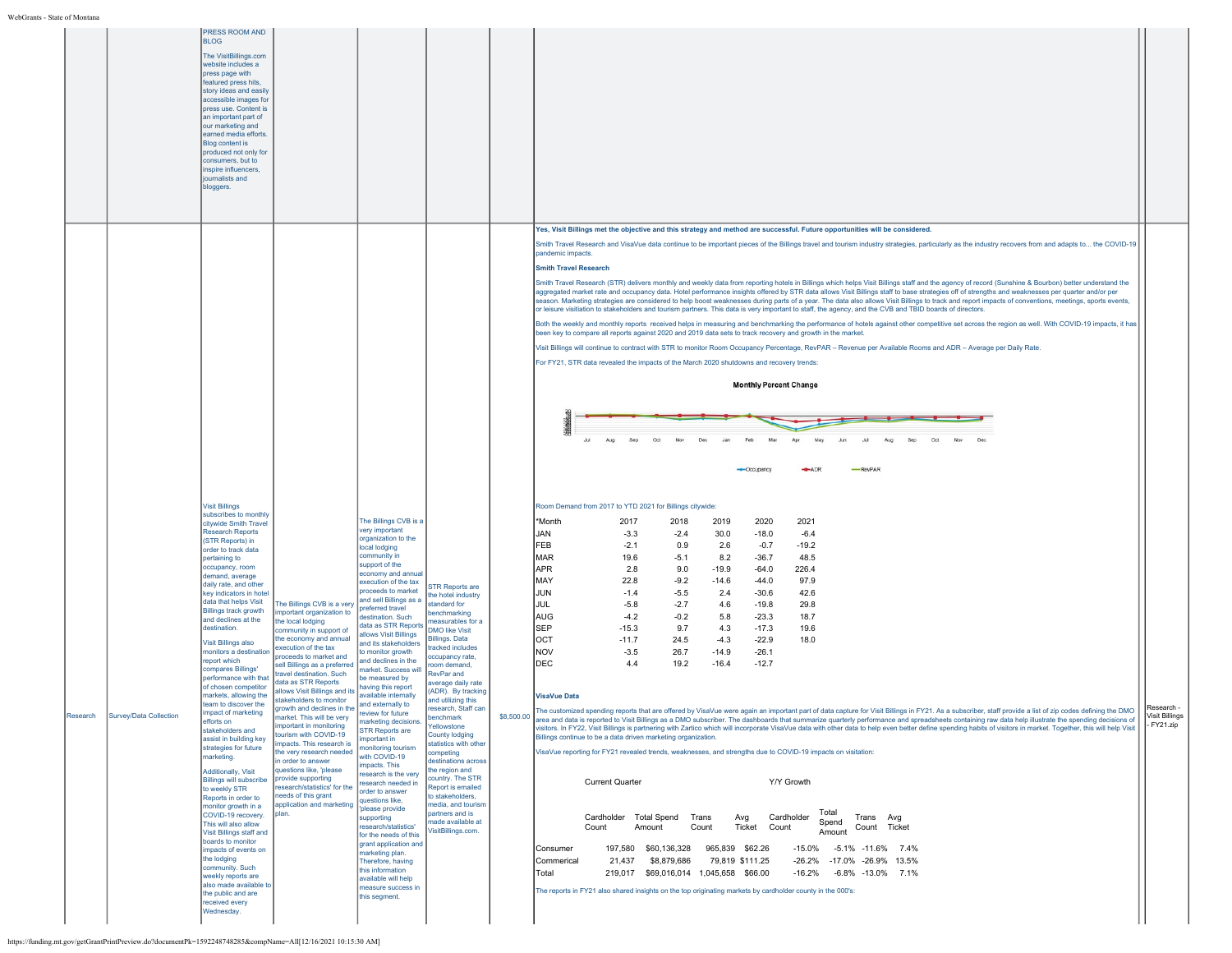PRESS ROOM AND BLOG

The VisitBillings.com website includes a press page with featured press hits, story ideas and easily accessible images for press use. Content is an important part of our marketing and earned media efforts. Blog content is produced not only for consumers, but to inspire influencers, journalists and bloggers.

---

**Research** | **Survey/Data Collection**

Visit Billings subscribes to monthly citywide Smith Travel Research Reports (STR Reports) in order to track data pertaining to occupancy, room demand, average daily rate, and other key indicators in hotel data that helps Visit Billings track growth and declines at the destination.

Visit Billings also monitors a destination report which compares Billings' performance with that of chosen competitor markets, allowing the team to discover the impact of marketing efforts on stakeholders and assist in building key strategies for future marketing.

Additionally, Visit Billings will subscribe to weekly STR Reports in order to monitor growth in a COVID-19 recovery. This will also allow Visit Billings staff and boards to monitor impacts of events on the lodging community. Such weekly reports are also made available to the public and are received every Wednesday.

The Billings CVB is a very important organization to the local lodging community in support of the economy and annual execution of the tax proceeds to market and sell Billings as a preferred travel destination. Such data as STR Reports allows Visit Billings and its stakeholders to monitor growth and declines in the market. This will be very important in monitoring tourism with COVID-19 impacts. This research is the very research needed in order to answer questions like, 'please provide supporting research/statistics' for the needs of this grant application and marketing plan.

The Billings CVB is a very important organization to the local lodging community in support of the economy and annual execution of the tax proceeds to market and sell Billings as a preferred travel destination. Such data as STR Reports allows Visit Billings and its stakeholders to monitor growth and declines in the market. Success will be measured by having this report available internally and externally to review for future marketing decisions. STR Reports are important in monitoring tourism with COVID-19 impacts. This research is the very research needed in order to answer questions like, 'please provide supporting research/statistics' for the needs of this grant application and marketing plan. Therefore, having this information available will help measure success in this segment.

STR Reports are the hotel industry standard for benchmarking measurables for a DMO like Visit Billings. Data tracked includes occupancy rate, room demand, RevPar and average daily rate (ADR). By tracking and utilizing this research, Staff can benchmark Yellowstone County lodging statistics with other competing destinations across the region and country. The STR Report is emailed to stakeholders, media, and tourism partners and is made available at VisitBillings.com.

$8,500.00

**Yes, Visit Billings met the objective and this strategy and method are successful. Future opportunities will be considered.**

Smith Travel Research and VisaVue data continue to be important pieces of the Billings travel and tourism industry strategies, particularly as the industry recovers from and adapts to... the COVID-19 pandemic impacts.

**Smith Travel Research**

Smith Travel Research (STR) delivers monthly and weekly data from reporting hotels in Billings which helps Visit Billings staff and the agency of record (Sunshine & Bourbon) better understand the aggregated market rate and occupancy data. Hotel performance insights offered by STR data allows Visit Billings staff to base strategies off of strengths and weaknesses per quarter and/or per season. Marketing strategies are considered to help boost weaknesses during parts of a year. The data also allows Visit Billings to track and report impacts of conventions, meetings, sports events, or leisure visitiation to stakeholders and tourism partners. This data is very important to staff, the agency, and the CVB and TBID boards of directors.

Both the weekly and monthly reports received helps in measuring and benchmarking the performance of hotels against other competitive set across the region as well. With COVID-19 impacts, it has been key to compare all reports against 2020 and 2019 data sets to track recovery and growth in the market.

Visit Billings will continue to contract with STR to monitor Room Occupancy Percentage, RevPAR – Revenue per Available Rooms and ADR – Average per Daily Rate.

For FY21, STR data revealed the impacts of the March 2020 shutdowns and recovery trends:

**Monthly Percent Change**

Jul Aug Sep Oct Nov Dec Jan Feb Mar Apr May Jun Jul Aug Sep Oct Nov Dec

Occupancy ADR RevPAR

Room Demand from 2017 to YTD 2021 for Billings citywide:

| *Month | 2017 | 2018 | 2019 | 2020 | 2021 |
|---|---|---|---|---|---|
| JAN | -3.3 | -2.4 | 30.0 | -18.0 | -6.4 |
| FEB | -2.1 | 0.9 | 2.6 | -0.7 | -19.2 |
| MAR | 19.6 | -5.1 | 8.2 | -36.7 | 48.5 |
| APR | 2.8 | 9.0 | -19.9 | -64.0 | 226.4 |
| MAY | 22.8 | -9.2 | -14.6 | -44.0 | 97.9 |
| JUN | -1.4 | -5.5 | 2.4 | -30.6 | 42.6 |
| JUL | -5.8 | -2.7 | 4.6 | -19.8 | 29.8 |
| AUG | -4.2 | -0.2 | 5.8 | -23.3 | 18.7 |
| SEP | -15.3 | 9.7 | 4.3 | -17.3 | 19.6 |
| OCT | -11.7 | 24.5 | -4.3 | -22.9 | 18.0 |
| NOV | -3.5 | 26.7 | -14.9 | -26.1 | |
| DEC | 4.4 | 19.2 | -16.4 | -12.7 | |

**VisaVue Data**

The customized spending reports that are offered by VisaVue were again an important part of data capture for Visit Billings in FY21. As a subscriber, staff provide a list of zip codes defining the DMO area and data is reported to Visit Billings as a DMO subscriber. The dashboards that summarize quarterly performance and spreadsheets containing raw data help illustrate the spending decisions of visitors. In FY22, Visit Billings is partnering with Zartico which will incorporate VisaVue data with other data to help even better define spending habits of visitors in market. Together, this will help Visit Billings continue to be a data driven marketing organization.

VisaVue reporting for FY21 revealed trends, weaknesses, and strengths due to COVID-19 impacts on visitation:

| | Current Quarter | | | | Y/Y Growth | | | |
|---|---|---|---|---|---|---|---|---|
| | Cardholder Count | Total Spend Amount | Trans Count | Avg Ticket | Cardholder Count | Total Spend Amount | Trans Count | Avg Ticket |
| Consumer | 197,580 | $60,136,328 | 965,839 | $62.26 | -15.0% | -5.1% | -11.6% | 7.4% |
| Commerical | 21,437 | $8,879,686 | 79,819 | $111.25 | -26.2% | -17.0% | -26.9% | 13.5% |
| Total | 219,017 | $69,016,014 | 1,045,658 | $66.00 | -16.2% | -6.8% | -13.0% | 7.1% |

The reports in FY21 also shared insights on the top originating markets by cardholder county in the 000's:

Research - Visit Billings - FY21.zip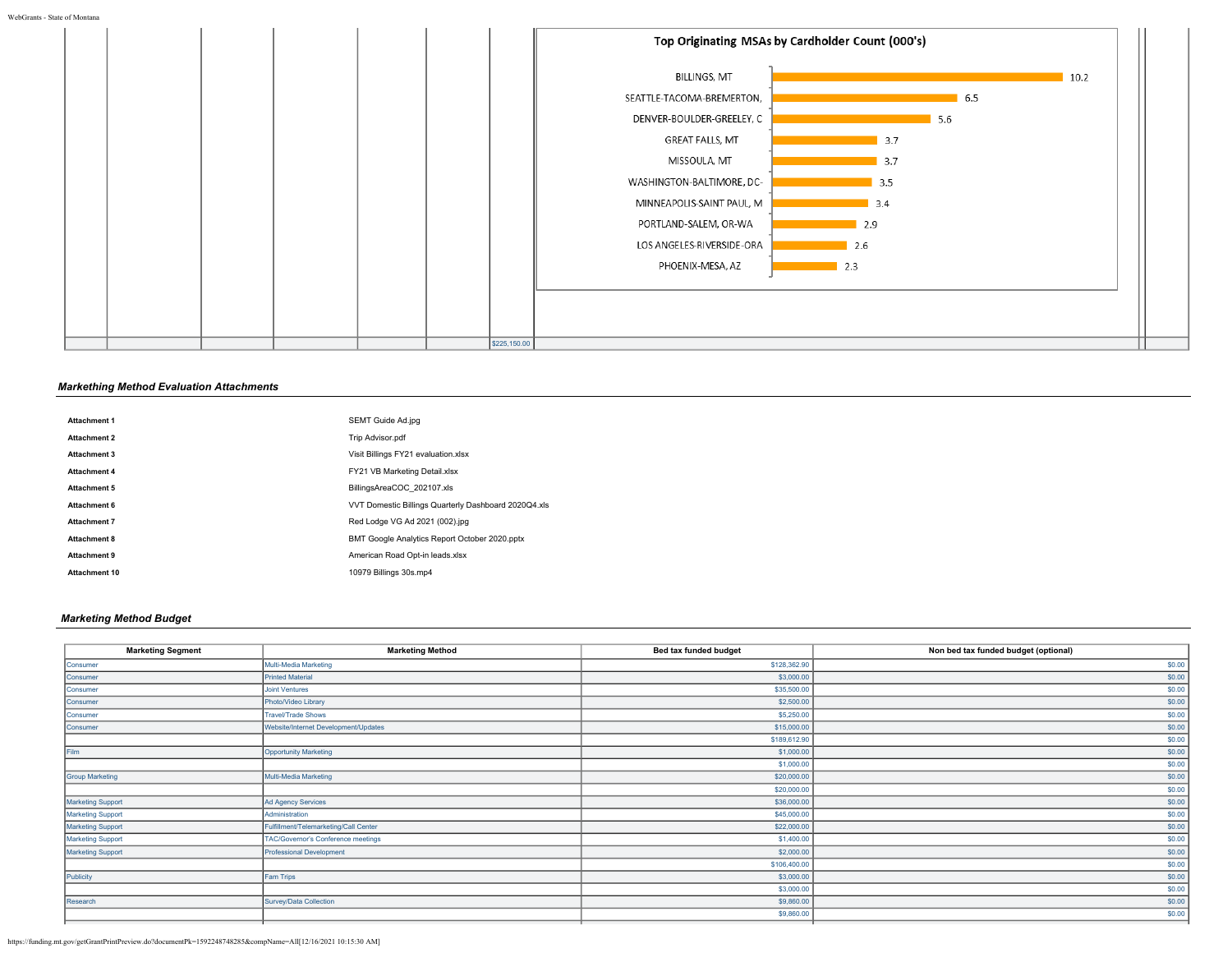**Top Originating MSAs by Cardholder Count (000's)**

| MSA | Cardholder Count (000's) |
|---|---|
| BILLINGS, MT | 10.2 |
| SEATTLE-TACOMA-BREMERTON, | 6.5 |
| DENVER-BOULDER-GREELEY, C | 5.6 |
| GREAT FALLS, MT | 3.7 |
| MISSOULA, MT | 3.7 |
| WASHINGTON-BALTIMORE, DC- | 3.5 |
| MINNEAPOLIS-SAINT PAUL, M | 3.4 |
| PORTLAND-SALEM, OR-WA | 2.9 |
| LOS ANGELES-RIVERSIDE-ORA | 2.6 |
| PHOENIX-MESA, AZ | 2.3 |

$225,150.00

### *Markething Method Evaluation Attachments*

| | |
|---|---|
| **Attachment 1** | SEMT Guide Ad.jpg |
| **Attachment 2** | Trip Advisor.pdf |
| **Attachment 3** | Visit Billings FY21 evaluation.xlsx |
| **Attachment 4** | FY21 VB Marketing Detail.xlsx |
| **Attachment 5** | BillingsAreaCOC_202107.xls |
| **Attachment 6** | VVT Domestic Billings Quarterly Dashboard 2020Q4.xls |
| **Attachment 7** | Red Lodge VG Ad 2021 (002).jpg |
| **Attachment 8** | BMT Google Analytics Report October 2020.pptx |
| **Attachment 9** | American Road Opt-in leads.xlsx |
| **Attachment 10** | 10979 Billings 30s.mp4 |

### *Marketing Method Budget*

| Marketing Segment | Marketing Method | Bed tax funded budget | Non bed tax funded budget (optional) |
|---|---|---|---|
| Consumer | Multi-Media Marketing | $128,362.90 | $0.00 |
| Consumer | Printed Material | $3,000.00 | $0.00 |
| Consumer | Joint Ventures | $35,500.00 | $0.00 |
| Consumer | Photo/Video Library | $2,500.00 | $0.00 |
| Consumer | Travel/Trade Shows | $5,250.00 | $0.00 |
| Consumer | Website/Internet Development/Updates | $15,000.00 | $0.00 |
| | | $189,612.90 | $0.00 |
| Film | Opportunity Marketing | $1,000.00 | $0.00 |
| | | $1,000.00 | $0.00 |
| Group Marketing | Multi-Media Marketing | $20,000.00 | $0.00 |
| | | $20,000.00 | $0.00 |
| Marketing Support | Ad Agency Services | $36,000.00 | $0.00 |
| Marketing Support | Administration | $45,000.00 | $0.00 |
| Marketing Support | Fulfillment/Telemarketing/Call Center | $22,000.00 | $0.00 |
| Marketing Support | TAC/Governor's Conference meetings | $1,400.00 | $0.00 |
| Marketing Support | Professional Development | $2,000.00 | $0.00 |
| | | $106,400.00 | $0.00 |
| Publicity | Fam Trips | $3,000.00 | $0.00 |
| | | $3,000.00 | $0.00 |
| Research | Survey/Data Collection | $9,860.00 | $0.00 |
| | | $9,860.00 | $0.00 |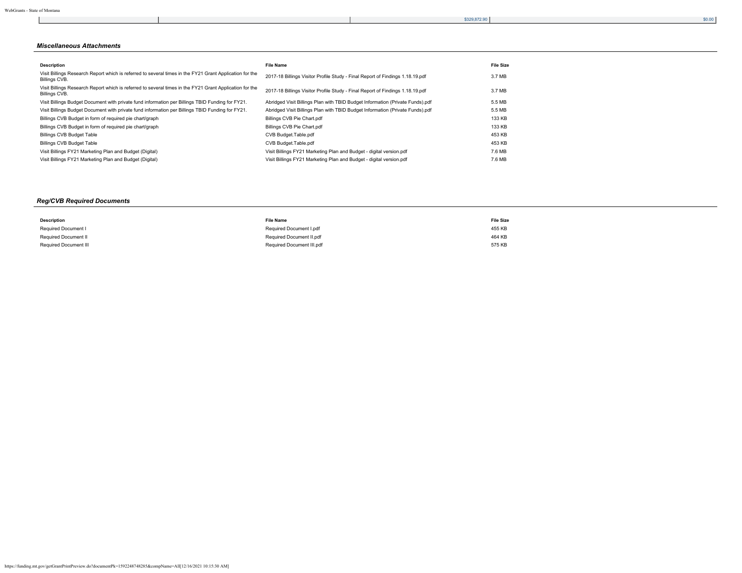| | | | |
|---|---|---|---|
| | | $329,872.90 | $0.00 |

### *Miscellaneous Attachments*

| Description | File Name | File Size |
|---|---|---|
| Visit Billings Research Report which is referred to several times in the FY21 Grant Application for the Billings CVB. | 2017-18 Billings Visitor Profile Study - Final Report of Findings 1.18.19.pdf | 3.7 MB |
| Visit Billings Research Report which is referred to several times in the FY21 Grant Application for the Billings CVB. | 2017-18 Billings Visitor Profile Study - Final Report of Findings 1.18.19.pdf | 3.7 MB |
| Visit Billings Budget Document with private fund information per Billings TBID Funding for FY21. | Abridged Visit Billings Plan with TBID Budget Information (Private Funds).pdf | 5.5 MB |
| Visit Billings Budget Document with private fund information per Billings TBID Funding for FY21. | Abridged Visit Billings Plan with TBID Budget Information (Private Funds).pdf | 5.5 MB |
| Billings CVB Budget in form of required pie chart/graph | Billings CVB Pie Chart.pdf | 133 KB |
| Billings CVB Budget in form of required pie chart/graph | Billings CVB Pie Chart.pdf | 133 KB |
| Billings CVB Budget Table | CVB Budget.Table.pdf | 453 KB |
| Billings CVB Budget Table | CVB Budget.Table.pdf | 453 KB |
| Visit Billings FY21 Marketing Plan and Budget (Digital) | Visit Billings FY21 Marketing Plan and Budget - digital version.pdf | 7.6 MB |
| Visit Billings FY21 Marketing Plan and Budget (Digital) | Visit Billings FY21 Marketing Plan and Budget - digital version.pdf | 7.6 MB |

### *Reg/CVB Required Documents*

| Description | File Name | File Size |
|---|---|---|
| Required Document I | Required Document I.pdf | 455 KB |
| Required Document II | Required Document II.pdf | 464 KB |
| Required Document III | Required Document III.pdf | 575 KB |